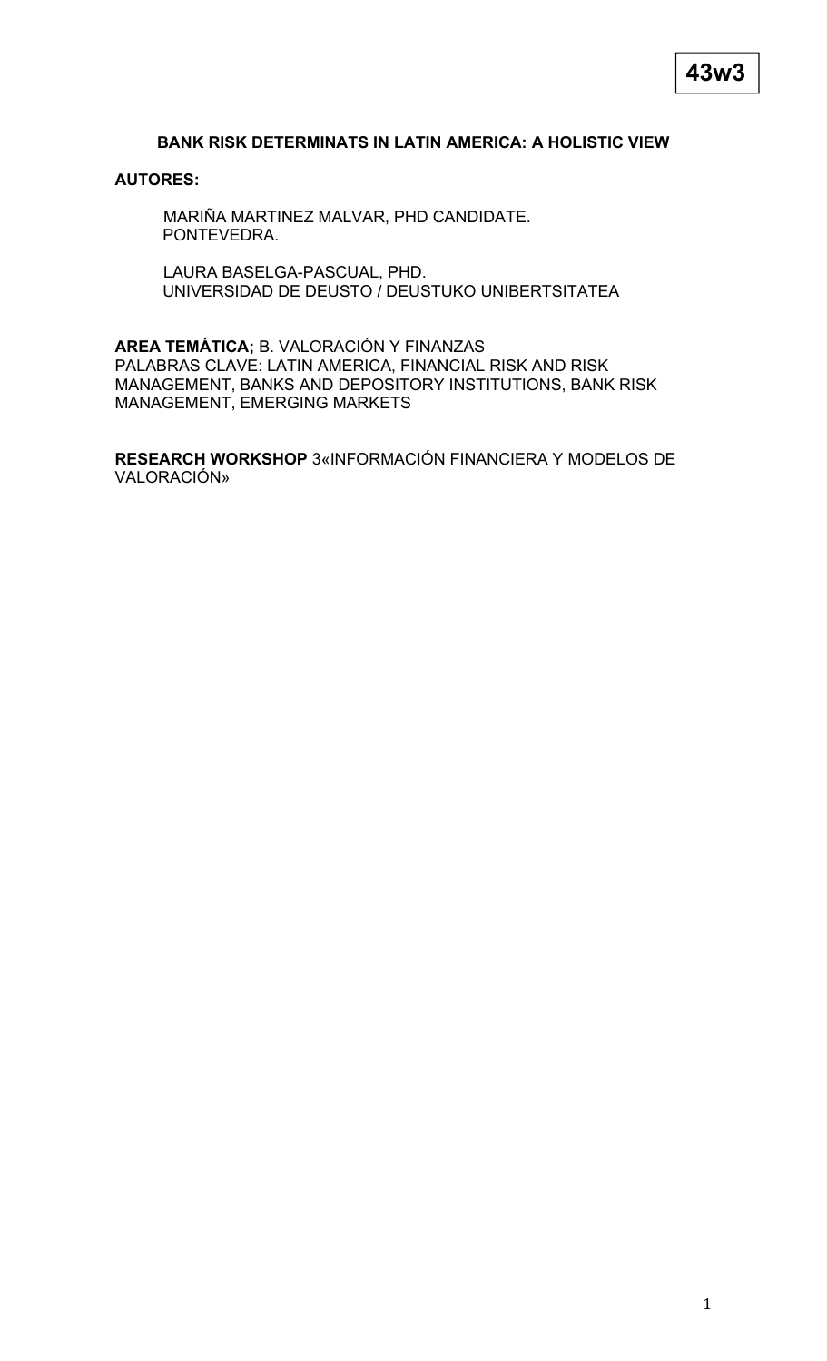**43w3**

## BANK RISK DETERMINATS IN LATIN AMERICA: A HOLISTIC VIEW

**AUTORES:**

MARIÑA MARTINEZ MALVAR, PHD CANDIDATE.
PONTEVEDRA.

LAURA BASELGA-PASCUAL, PHD.
UNIVERSIDAD DE DEUSTO / DEUSTUKO UNIBERTSITATEA

**AREA TEMÁTICA;** B. VALORACIÓN Y FINANZAS
PALABRAS CLAVE: LATIN AMERICA, FINANCIAL RISK AND RISK MANAGEMENT, BANKS AND DEPOSITORY INSTITUTIONS, BANK RISK MANAGEMENT, EMERGING MARKETS

**RESEARCH WORKSHOP** 3«INFORMACIÓN FINANCIERA Y MODELOS DE VALORACIÓN»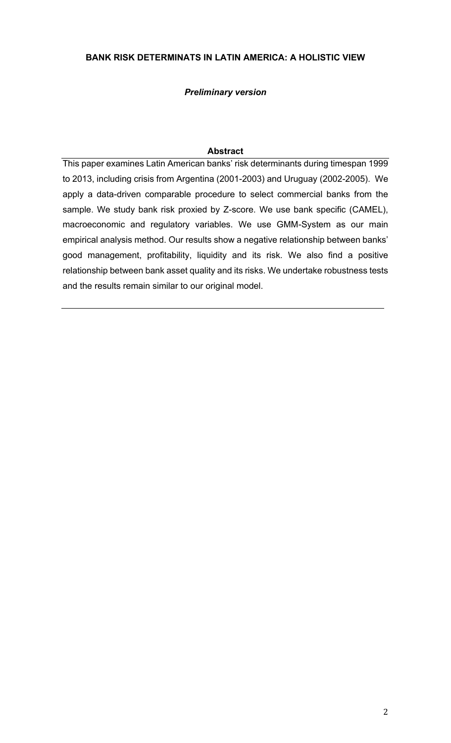# BANK RISK DETERMINATS IN LATIN AMERICA: A HOLISTIC VIEW

***Preliminary version***

## Abstract

This paper examines Latin American banks' risk determinants during timespan 1999 to 2013, including crisis from Argentina (2001-2003) and Uruguay (2002-2005). We apply a data-driven comparable procedure to select commercial banks from the sample. We study bank risk proxied by Z-score. We use bank specific (CAMEL), macroeconomic and regulatory variables. We use GMM-System as our main empirical analysis method. Our results show a negative relationship between banks' good management, profitability, liquidity and its risk. We also find a positive relationship between bank asset quality and its risks. We undertake robustness tests and the results remain similar to our original model.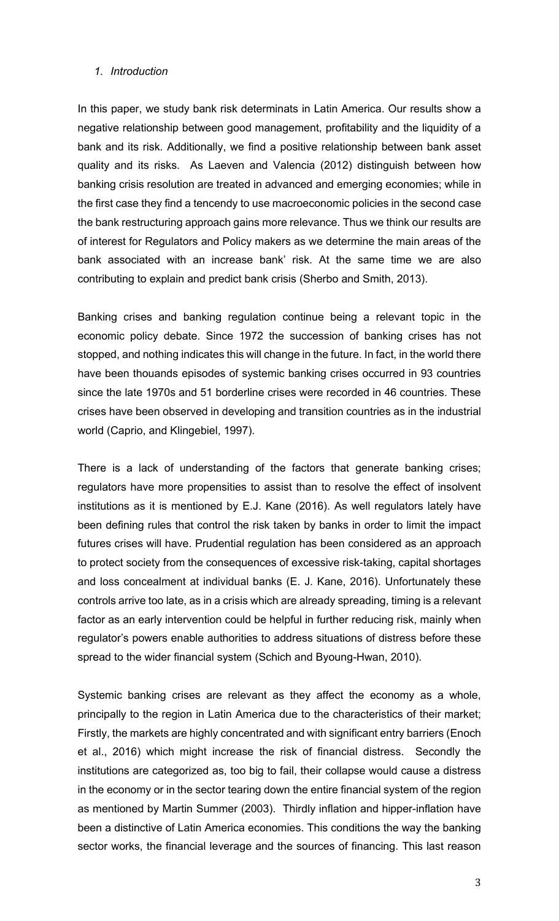*1. Introduction*

In this paper, we study bank risk determinats in Latin America. Our results show a negative relationship between good management, profitability and the liquidity of a bank and its risk. Additionally, we find a positive relationship between bank asset quality and its risks. As Laeven and Valencia (2012) distinguish between how banking crisis resolution are treated in advanced and emerging economies; while in the first case they find a tencendy to use macroeconomic policies in the second case the bank restructuring approach gains more relevance. Thus we think our results are of interest for Regulators and Policy makers as we determine the main areas of the bank associated with an increase bank' risk. At the same time we are also contributing to explain and predict bank crisis (Sherbo and Smith, 2013).

Banking crises and banking regulation continue being a relevant topic in the economic policy debate. Since 1972 the succession of banking crises has not stopped, and nothing indicates this will change in the future. In fact, in the world there have been thouands episodes of systemic banking crises occurred in 93 countries since the late 1970s and 51 borderline crises were recorded in 46 countries. These crises have been observed in developing and transition countries as in the industrial world (Caprio, and Klingebiel, 1997).

There is a lack of understanding of the factors that generate banking crises; regulators have more propensities to assist than to resolve the effect of insolvent institutions as it is mentioned by E.J. Kane (2016). As well regulators lately have been defining rules that control the risk taken by banks in order to limit the impact futures crises will have. Prudential regulation has been considered as an approach to protect society from the consequences of excessive risk-taking, capital shortages and loss concealment at individual banks (E. J. Kane, 2016). Unfortunately these controls arrive too late, as in a crisis which are already spreading, timing is a relevant factor as an early intervention could be helpful in further reducing risk, mainly when regulator's powers enable authorities to address situations of distress before these spread to the wider financial system (Schich and Byoung-Hwan, 2010).

Systemic banking crises are relevant as they affect the economy as a whole, principally to the region in Latin America due to the characteristics of their market; Firstly, the markets are highly concentrated and with significant entry barriers (Enoch et al., 2016) which might increase the risk of financial distress. Secondly the institutions are categorized as, too big to fail, their collapse would cause a distress in the economy or in the sector tearing down the entire financial system of the region as mentioned by Martin Summer (2003). Thirdly inflation and hipper-inflation have been a distinctive of Latin America economies. This conditions the way the banking sector works, the financial leverage and the sources of financing. This last reason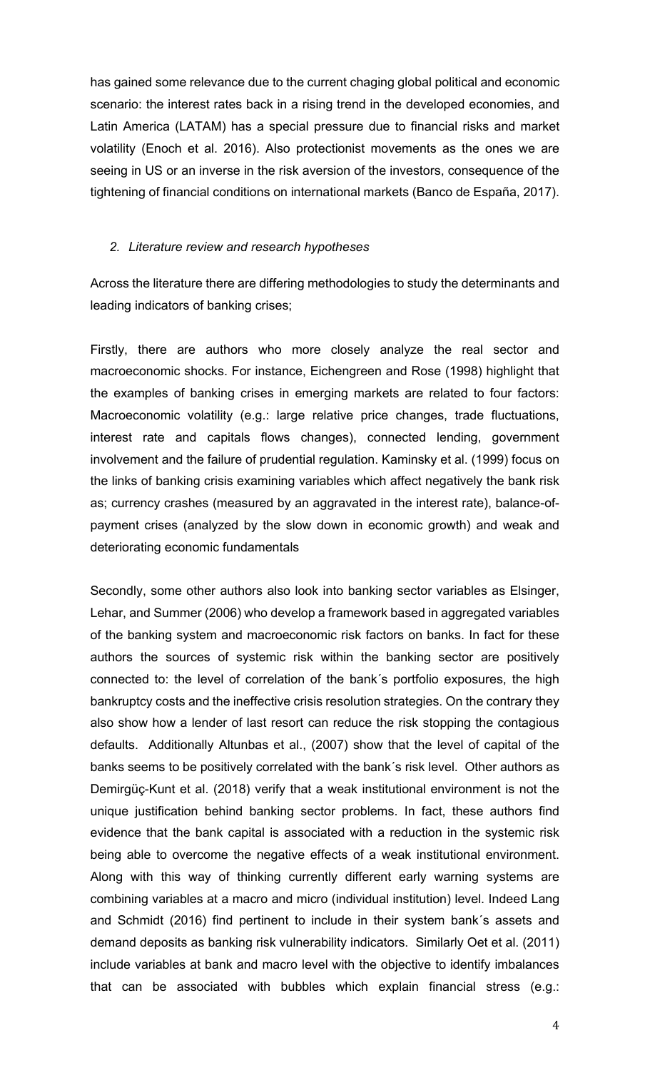has gained some relevance due to the current chaging global political and economic scenario: the interest rates back in a rising trend in the developed economies, and Latin America (LATAM) has a special pressure due to financial risks and market volatility (Enoch et al. 2016). Also protectionist movements as the ones we are seeing in US or an inverse in the risk aversion of the investors, consequence of the tightening of financial conditions on international markets (Banco de España, 2017).

## *2. Literature review and research hypotheses*

Across the literature there are differing methodologies to study the determinants and leading indicators of banking crises;

Firstly, there are authors who more closely analyze the real sector and macroeconomic shocks. For instance, Eichengreen and Rose (1998) highlight that the examples of banking crises in emerging markets are related to four factors: Macroeconomic volatility (e.g.: large relative price changes, trade fluctuations, interest rate and capitals flows changes), connected lending, government involvement and the failure of prudential regulation. Kaminsky et al. (1999) focus on the links of banking crisis examining variables which affect negatively the bank risk as; currency crashes (measured by an aggravated in the interest rate), balance-of-payment crises (analyzed by the slow down in economic growth) and weak and deteriorating economic fundamentals

Secondly, some other authors also look into banking sector variables as Elsinger, Lehar, and Summer (2006) who develop a framework based in aggregated variables of the banking system and macroeconomic risk factors on banks. In fact for these authors the sources of systemic risk within the banking sector are positively connected to: the level of correlation of the bank´s portfolio exposures, the high bankruptcy costs and the ineffective crisis resolution strategies. On the contrary they also show how a lender of last resort can reduce the risk stopping the contagious defaults. Additionally Altunbas et al., (2007) show that the level of capital of the banks seems to be positively correlated with the bank´s risk level. Other authors as Demirgüç-Kunt et al. (2018) verify that a weak institutional environment is not the unique justification behind banking sector problems. In fact, these authors find evidence that the bank capital is associated with a reduction in the systemic risk being able to overcome the negative effects of a weak institutional environment. Along with this way of thinking currently different early warning systems are combining variables at a macro and micro (individual institution) level. Indeed Lang and Schmidt (2016) find pertinent to include in their system bank´s assets and demand deposits as banking risk vulnerability indicators. Similarly Oet et al. (2011) include variables at bank and macro level with the objective to identify imbalances that can be associated with bubbles which explain financial stress (e.g.: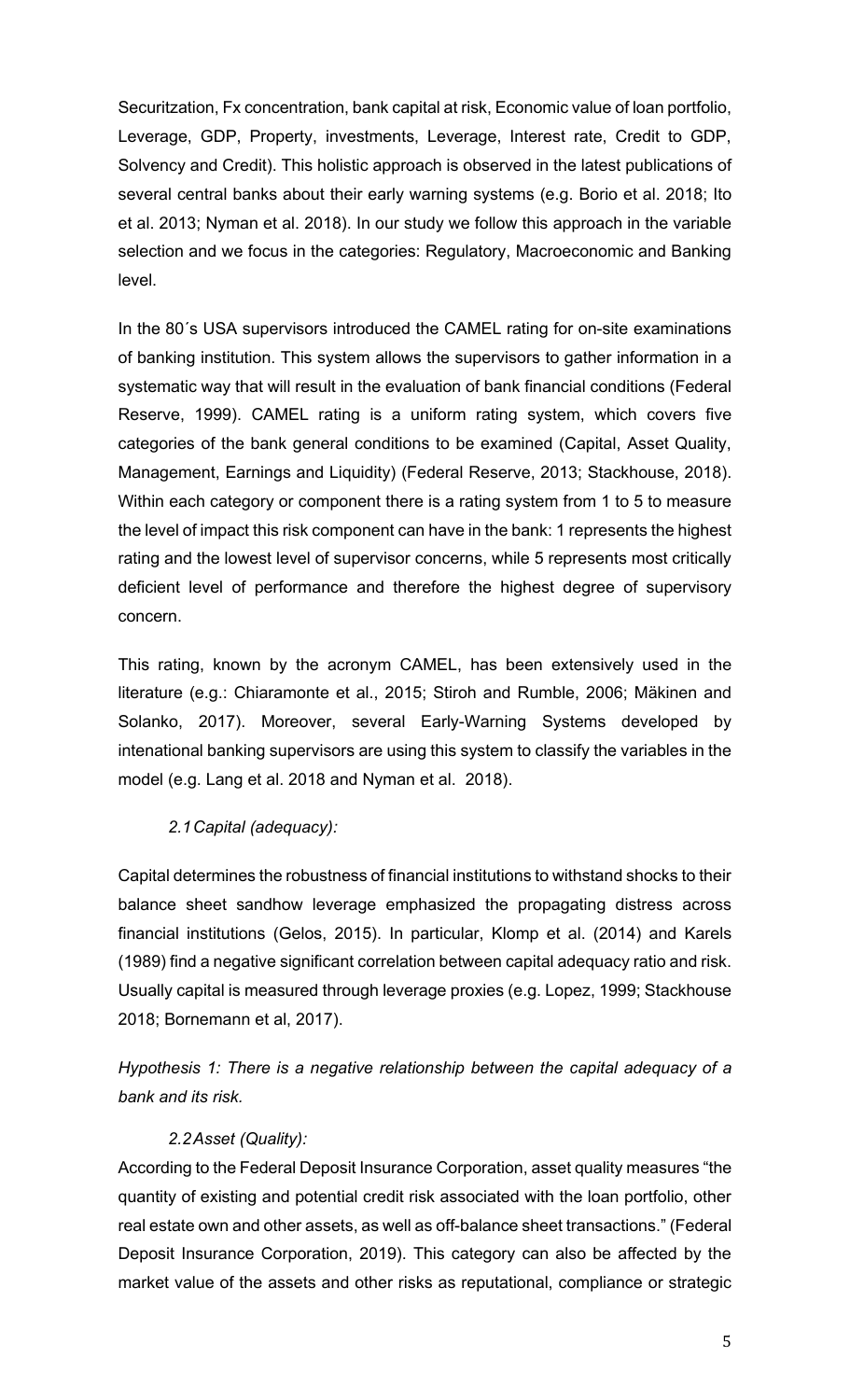Securitzation, Fx concentration, bank capital at risk, Economic value of loan portfolio, Leverage, GDP, Property, investments, Leverage, Interest rate, Credit to GDP, Solvency and Credit). This holistic approach is observed in the latest publications of several central banks about their early warning systems (e.g. Borio et al. 2018; Ito et al. 2013; Nyman et al. 2018). In our study we follow this approach in the variable selection and we focus in the categories: Regulatory, Macroeconomic and Banking level.

In the 80´s USA supervisors introduced the CAMEL rating for on-site examinations of banking institution. This system allows the supervisors to gather information in a systematic way that will result in the evaluation of bank financial conditions (Federal Reserve, 1999). CAMEL rating is a uniform rating system, which covers five categories of the bank general conditions to be examined (Capital, Asset Quality, Management, Earnings and Liquidity) (Federal Reserve, 2013; Stackhouse, 2018). Within each category or component there is a rating system from 1 to 5 to measure the level of impact this risk component can have in the bank: 1 represents the highest rating and the lowest level of supervisor concerns, while 5 represents most critically deficient level of performance and therefore the highest degree of supervisory concern.

This rating, known by the acronym CAMEL, has been extensively used in the literature (e.g.: Chiaramonte et al., 2015; Stiroh and Rumble, 2006; Mäkinen and Solanko, 2017). Moreover, several Early-Warning Systems developed by intenational banking supervisors are using this system to classify the variables in the model (e.g. Lang et al. 2018 and Nyman et al. 2018).

### *2.1 Capital (adequacy):*

Capital determines the robustness of financial institutions to withstand shocks to their balance sheet sandhow leverage emphasized the propagating distress across financial institutions (Gelos, 2015). In particular, Klomp et al. (2014) and Karels (1989) find a negative significant correlation between capital adequacy ratio and risk. Usually capital is measured through leverage proxies (e.g. Lopez, 1999; Stackhouse 2018; Bornemann et al, 2017).

*Hypothesis 1: There is a negative relationship between the capital adequacy of a bank and its risk.*

### *2.2 Asset (Quality):*

According to the Federal Deposit Insurance Corporation, asset quality measures "the quantity of existing and potential credit risk associated with the loan portfolio, other real estate own and other assets, as well as off-balance sheet transactions." (Federal Deposit Insurance Corporation, 2019). This category can also be affected by the market value of the assets and other risks as reputational, compliance or strategic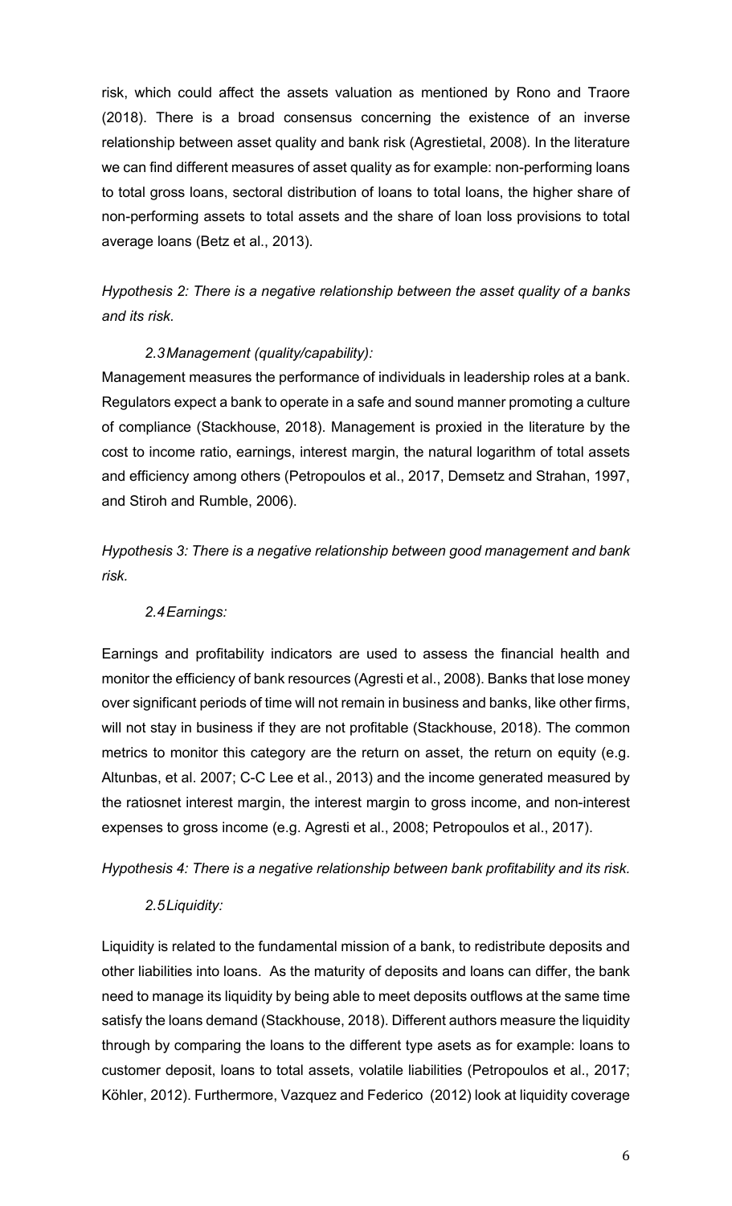risk, which could affect the assets valuation as mentioned by Rono and Traore (2018). There is a broad consensus concerning the existence of an inverse relationship between asset quality and bank risk (Agrestietal, 2008). In the literature we can find different measures of asset quality as for example: non-performing loans to total gross loans, sectoral distribution of loans to total loans, the higher share of non-performing assets to total assets and the share of loan loss provisions to total average loans (Betz et al., 2013).

*Hypothesis 2: There is a negative relationship between the asset quality of a banks and its risk.*

### *2.3 Management (quality/capability):*

Management measures the performance of individuals in leadership roles at a bank. Regulators expect a bank to operate in a safe and sound manner promoting a culture of compliance (Stackhouse, 2018). Management is proxied in the literature by the cost to income ratio, earnings, interest margin, the natural logarithm of total assets and efficiency among others (Petropoulos et al., 2017, Demsetz and Strahan, 1997, and Stiroh and Rumble, 2006).

*Hypothesis 3: There is a negative relationship between good management and bank risk.*

### *2.4 Earnings:*

Earnings and profitability indicators are used to assess the financial health and monitor the efficiency of bank resources (Agresti et al., 2008). Banks that lose money over significant periods of time will not remain in business and banks, like other firms, will not stay in business if they are not profitable (Stackhouse, 2018). The common metrics to monitor this category are the return on asset, the return on equity (e.g. Altunbas, et al. 2007; C-C Lee et al., 2013) and the income generated measured by the ratiosnet interest margin, the interest margin to gross income, and non-interest expenses to gross income (e.g. Agresti et al., 2008; Petropoulos et al., 2017).

*Hypothesis 4: There is a negative relationship between bank profitability and its risk.*

### *2.5 Liquidity:*

Liquidity is related to the fundamental mission of a bank, to redistribute deposits and other liabilities into loans. As the maturity of deposits and loans can differ, the bank need to manage its liquidity by being able to meet deposits outflows at the same time satisfy the loans demand (Stackhouse, 2018). Different authors measure the liquidity through by comparing the loans to the different type asets as for example: loans to customer deposit, loans to total assets, volatile liabilities (Petropoulos et al., 2017; Köhler, 2012). Furthermore, Vazquez and Federico (2012) look at liquidity coverage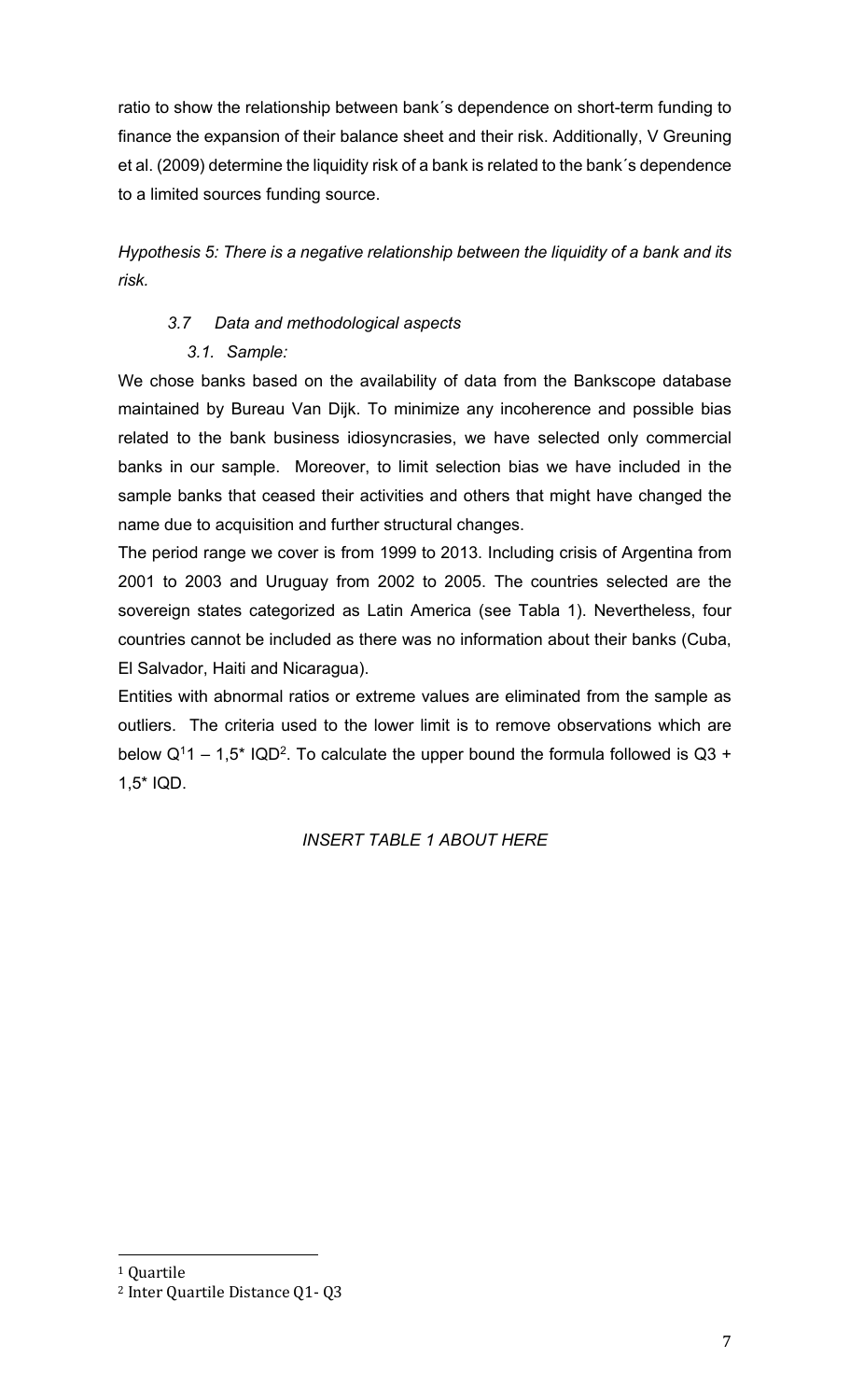ratio to show the relationship between bank´s dependence on short-term funding to finance the expansion of their balance sheet and their risk. Additionally, V Greuning et al. (2009) determine the liquidity risk of a bank is related to the bank´s dependence to a limited sources funding source.

*Hypothesis 5: There is a negative relationship between the liquidity of a bank and its risk.*

### *3.7 Data and methodological aspects*

#### *3.1. Sample:*

We chose banks based on the availability of data from the Bankscope database maintained by Bureau Van Dijk. To minimize any incoherence and possible bias related to the bank business idiosyncrasies, we have selected only commercial banks in our sample. Moreover, to limit selection bias we have included in the sample banks that ceased their activities and others that might have changed the name due to acquisition and further structural changes.

The period range we cover is from 1999 to 2013. Including crisis of Argentina from 2001 to 2003 and Uruguay from 2002 to 2005. The countries selected are the sovereign states categorized as Latin America (see Tabla 1). Nevertheless, four countries cannot be included as there was no information about their banks (Cuba, El Salvador, Haiti and Nicaragua).

Entities with abnormal ratios or extreme values are eliminated from the sample as outliers. The criteria used to the lower limit is to remove observations which are below Q[1]1 – 1,5* IQD[2]. To calculate the upper bound the formula followed is Q3 + 1,5* IQD.

*INSERT TABLE 1 ABOUT HERE*

[1] Quartile

[2] Inter Quartile Distance Q1- Q3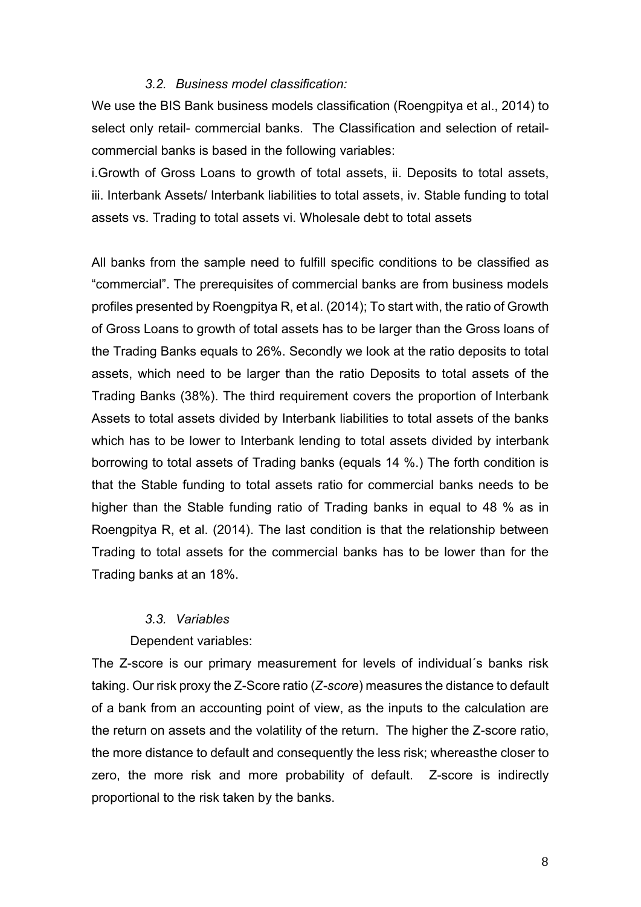### *3.2. Business model classification:*

We use the BIS Bank business models classification (Roengpitya et al., 2014) to select only retail- commercial banks. The Classification and selection of retail-commercial banks is based in the following variables:

i.Growth of Gross Loans to growth of total assets, ii. Deposits to total assets, iii. Interbank Assets/ Interbank liabilities to total assets, iv. Stable funding to total assets vs. Trading to total assets vi. Wholesale debt to total assets

All banks from the sample need to fulfill specific conditions to be classified as "commercial". The prerequisites of commercial banks are from business models profiles presented by Roengpitya R, et al. (2014); To start with, the ratio of Growth of Gross Loans to growth of total assets has to be larger than the Gross loans of the Trading Banks equals to 26%. Secondly we look at the ratio deposits to total assets, which need to be larger than the ratio Deposits to total assets of the Trading Banks (38%). The third requirement covers the proportion of Interbank Assets to total assets divided by Interbank liabilities to total assets of the banks which has to be lower to Interbank lending to total assets divided by interbank borrowing to total assets of Trading banks (equals 14 %.) The forth condition is that the Stable funding to total assets ratio for commercial banks needs to be higher than the Stable funding ratio of Trading banks in equal to 48 % as in Roengpitya R, et al. (2014). The last condition is that the relationship between Trading to total assets for the commercial banks has to be lower than for the Trading banks at an 18%.

### *3.3. Variables*

Dependent variables:

The Z-score is our primary measurement for levels of individual´s banks risk taking. Our risk proxy the Z-Score ratio (*Z-score*) measures the distance to default of a bank from an accounting point of view, as the inputs to the calculation are the return on assets and the volatility of the return. The higher the Z-score ratio, the more distance to default and consequently the less risk; whereasthe closer to zero, the more risk and more probability of default. Z-score is indirectly proportional to the risk taken by the banks.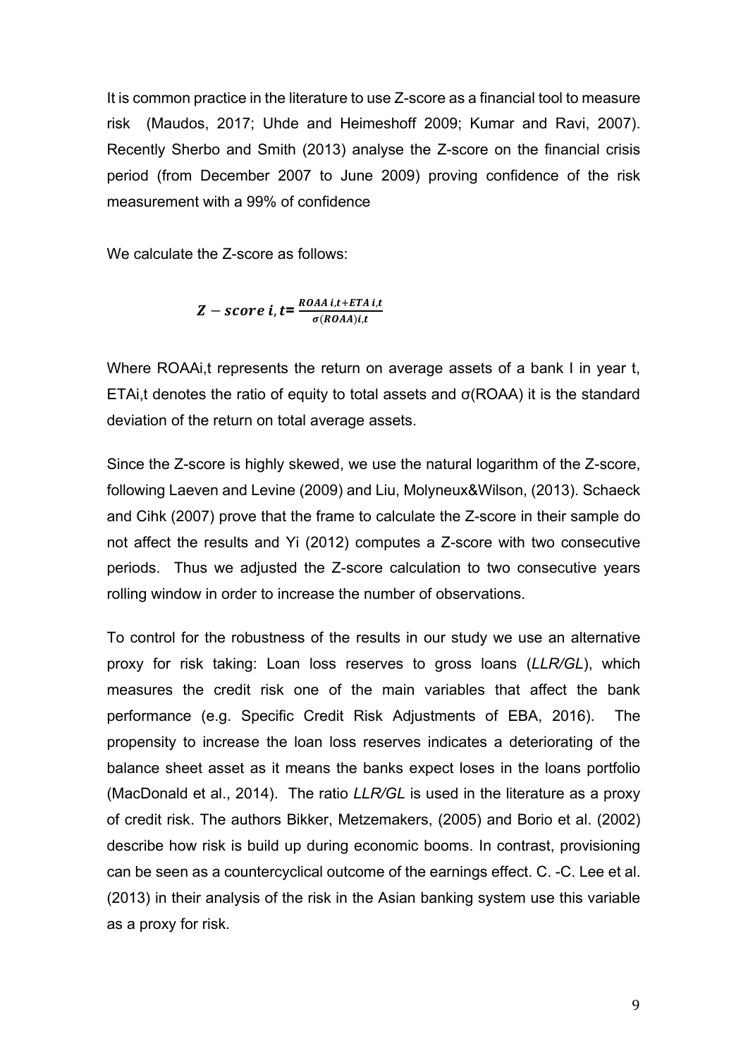It is common practice in the literature to use Z-score as a financial tool to measure risk (Maudos, 2017; Uhde and Heimeshoff 2009; Kumar and Ravi, 2007). Recently Sherbo and Smith (2013) analyse the Z-score on the financial crisis period (from December 2007 to June 2009) proving confidence of the risk measurement with a 99% of confidence

We calculate the Z-score as follows:

$$\boldsymbol{Z-score\ i,t} = \frac{ROAA\ i{,}t + ETA\ i{,}t}{\sigma(ROAA)i{,}t}$$

Where ROAAi,t represents the return on average assets of a bank I in year t, ETAi,t denotes the ratio of equity to total assets and σ(ROAA) it is the standard deviation of the return on total average assets.

Since the Z-score is highly skewed, we use the natural logarithm of the Z-score, following Laeven and Levine (2009) and Liu, Molyneux&Wilson, (2013). Schaeck and Cihk (2007) prove that the frame to calculate the Z-score in their sample do not affect the results and Yi (2012) computes a Z-score with two consecutive periods. Thus we adjusted the Z-score calculation to two consecutive years rolling window in order to increase the number of observations.

To control for the robustness of the results in our study we use an alternative proxy for risk taking: Loan loss reserves to gross loans (*LLR/GL*), which measures the credit risk one of the main variables that affect the bank performance (e.g. Specific Credit Risk Adjustments of EBA, 2016). The propensity to increase the loan loss reserves indicates a deteriorating of the balance sheet asset as it means the banks expect loses in the loans portfolio (MacDonald et al., 2014). The ratio *LLR/GL* is used in the literature as a proxy of credit risk. The authors Bikker, Metzemakers, (2005) and Borio et al. (2002) describe how risk is build up during economic booms. In contrast, provisioning can be seen as a countercyclical outcome of the earnings effect. C. -C. Lee et al. (2013) in their analysis of the risk in the Asian banking system use this variable as a proxy for risk.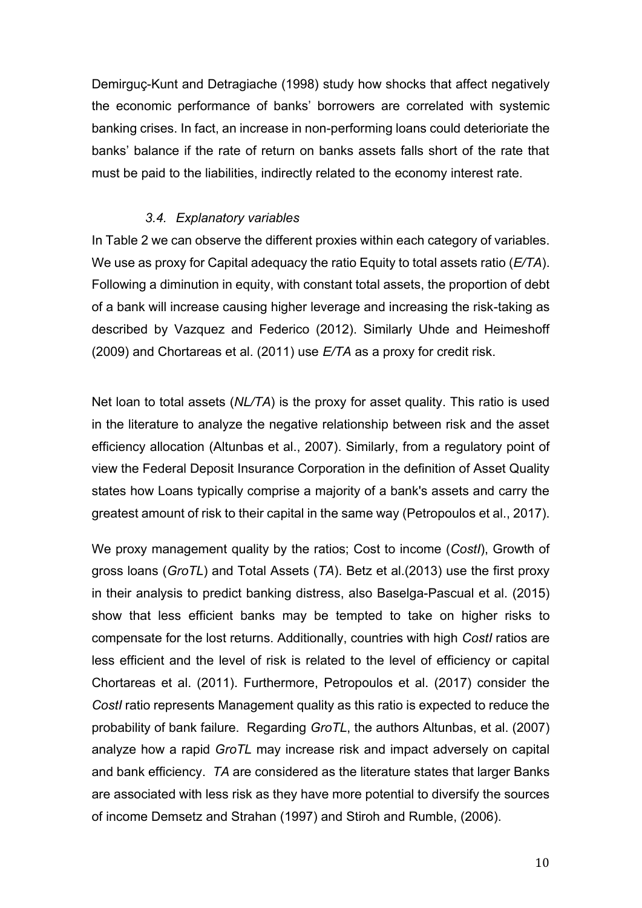Demirguç-Kunt and Detragiache (1998) study how shocks that affect negatively the economic performance of banks' borrowers are correlated with systemic banking crises. In fact, an increase in non-performing loans could deterioriate the banks' balance if the rate of return on banks assets falls short of the rate that must be paid to the liabilities, indirectly related to the economy interest rate.

### *3.4. Explanatory variables*

In Table 2 we can observe the different proxies within each category of variables. We use as proxy for Capital adequacy the ratio Equity to total assets ratio (*E/TA*). Following a diminution in equity, with constant total assets, the proportion of debt of a bank will increase causing higher leverage and increasing the risk-taking as described by Vazquez and Federico (2012). Similarly Uhde and Heimeshoff (2009) and Chortareas et al. (2011) use *E/TA* as a proxy for credit risk.

Net loan to total assets (*NL/TA*) is the proxy for asset quality. This ratio is used in the literature to analyze the negative relationship between risk and the asset efficiency allocation (Altunbas et al., 2007). Similarly, from a regulatory point of view the Federal Deposit Insurance Corporation in the definition of Asset Quality states how Loans typically comprise a majority of a bank's assets and carry the greatest amount of risk to their capital in the same way (Petropoulos et al., 2017).

We proxy management quality by the ratios; Cost to income (*CostI*), Growth of gross loans (*GroTL*) and Total Assets (*TA*). Betz et al.(2013) use the first proxy in their analysis to predict banking distress, also Baselga-Pascual et al. (2015) show that less efficient banks may be tempted to take on higher risks to compensate for the lost returns. Additionally, countries with high *CostI* ratios are less efficient and the level of risk is related to the level of efficiency or capital Chortareas et al. (2011). Furthermore, Petropoulos et al. (2017) consider the *CostI* ratio represents Management quality as this ratio is expected to reduce the probability of bank failure. Regarding *GroTL*, the authors Altunbas, et al. (2007) analyze how a rapid *GroTL* may increase risk and impact adversely on capital and bank efficiency. *TA* are considered as the literature states that larger Banks are associated with less risk as they have more potential to diversify the sources of income Demsetz and Strahan (1997) and Stiroh and Rumble, (2006).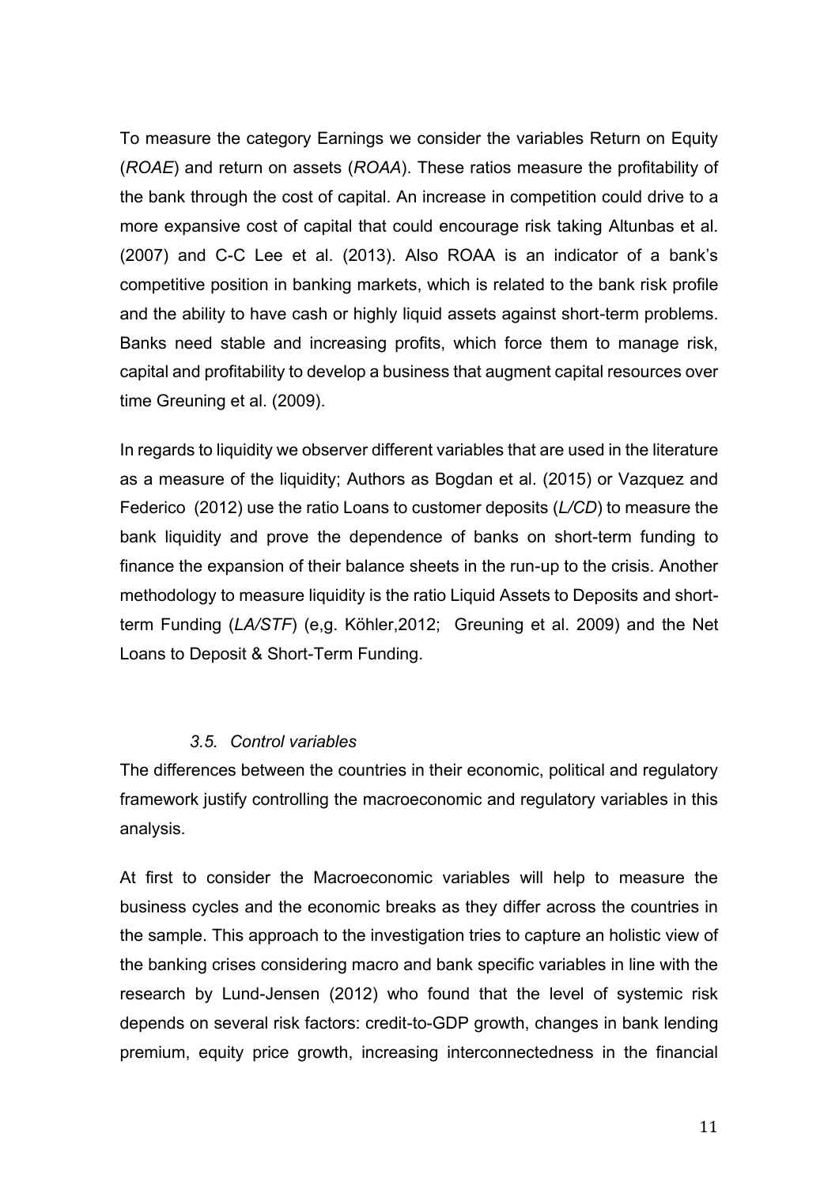To measure the category Earnings we consider the variables Return on Equity (*ROAE*) and return on assets (*ROAA*). These ratios measure the profitability of the bank through the cost of capital. An increase in competition could drive to a more expansive cost of capital that could encourage risk taking Altunbas et al. (2007) and C-C Lee et al. (2013). Also ROAA is an indicator of a bank's competitive position in banking markets, which is related to the bank risk profile and the ability to have cash or highly liquid assets against short-term problems. Banks need stable and increasing profits, which force them to manage risk, capital and profitability to develop a business that augment capital resources over time Greuning et al. (2009).

In regards to liquidity we observer different variables that are used in the literature as a measure of the liquidity; Authors as Bogdan et al. (2015) or Vazquez and Federico (2012) use the ratio Loans to customer deposits (*L/CD*) to measure the bank liquidity and prove the dependence of banks on short-term funding to finance the expansion of their balance sheets in the run-up to the crisis. Another methodology to measure liquidity is the ratio Liquid Assets to Deposits and short-term Funding (*LA/STF*) (e,g. Köhler,2012; Greuning et al. 2009) and the Net Loans to Deposit & Short-Term Funding.

### *3.5. Control variables*

The differences between the countries in their economic, political and regulatory framework justify controlling the macroeconomic and regulatory variables in this analysis.

At first to consider the Macroeconomic variables will help to measure the business cycles and the economic breaks as they differ across the countries in the sample. This approach to the investigation tries to capture an holistic view of the banking crises considering macro and bank specific variables in line with the research by Lund-Jensen (2012) who found that the level of systemic risk depends on several risk factors: credit-to-GDP growth, changes in bank lending premium, equity price growth, increasing interconnectedness in the financial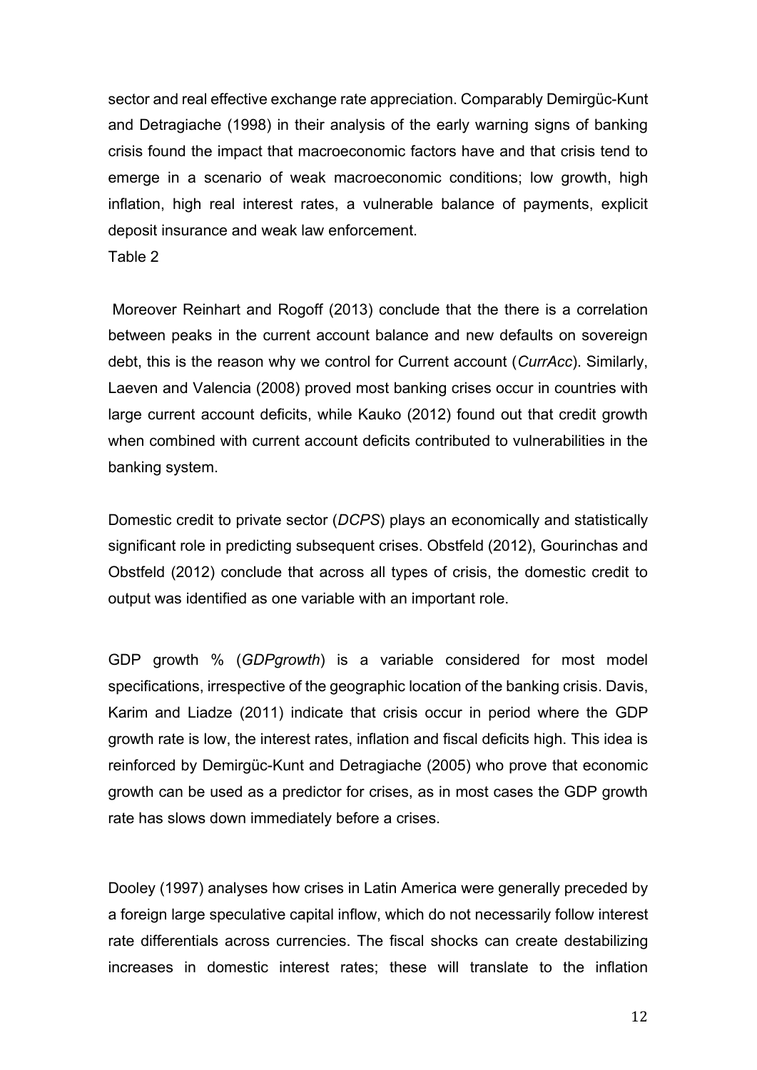sector and real effective exchange rate appreciation. Comparably Demirgüc-Kunt and Detragiache (1998) in their analysis of the early warning signs of banking crisis found the impact that macroeconomic factors have and that crisis tend to emerge in a scenario of weak macroeconomic conditions; low growth, high inflation, high real interest rates, a vulnerable balance of payments, explicit deposit insurance and weak law enforcement.

Table 2

Moreover Reinhart and Rogoff (2013) conclude that the there is a correlation between peaks in the current account balance and new defaults on sovereign debt, this is the reason why we control for Current account (*CurrAcc*). Similarly, Laeven and Valencia (2008) proved most banking crises occur in countries with large current account deficits, while Kauko (2012) found out that credit growth when combined with current account deficits contributed to vulnerabilities in the banking system.

Domestic credit to private sector (*DCPS*) plays an economically and statistically significant role in predicting subsequent crises. Obstfeld (2012), Gourinchas and Obstfeld (2012) conclude that across all types of crisis, the domestic credit to output was identified as one variable with an important role.

GDP growth % (*GDPgrowth*) is a variable considered for most model specifications, irrespective of the geographic location of the banking crisis. Davis, Karim and Liadze (2011) indicate that crisis occur in period where the GDP growth rate is low, the interest rates, inflation and fiscal deficits high. This idea is reinforced by Demirgüc-Kunt and Detragiache (2005) who prove that economic growth can be used as a predictor for crises, as in most cases the GDP growth rate has slows down immediately before a crises.

Dooley (1997) analyses how crises in Latin America were generally preceded by a foreign large speculative capital inflow, which do not necessarily follow interest rate differentials across currencies. The fiscal shocks can create destabilizing increases in domestic interest rates; these will translate to the inflation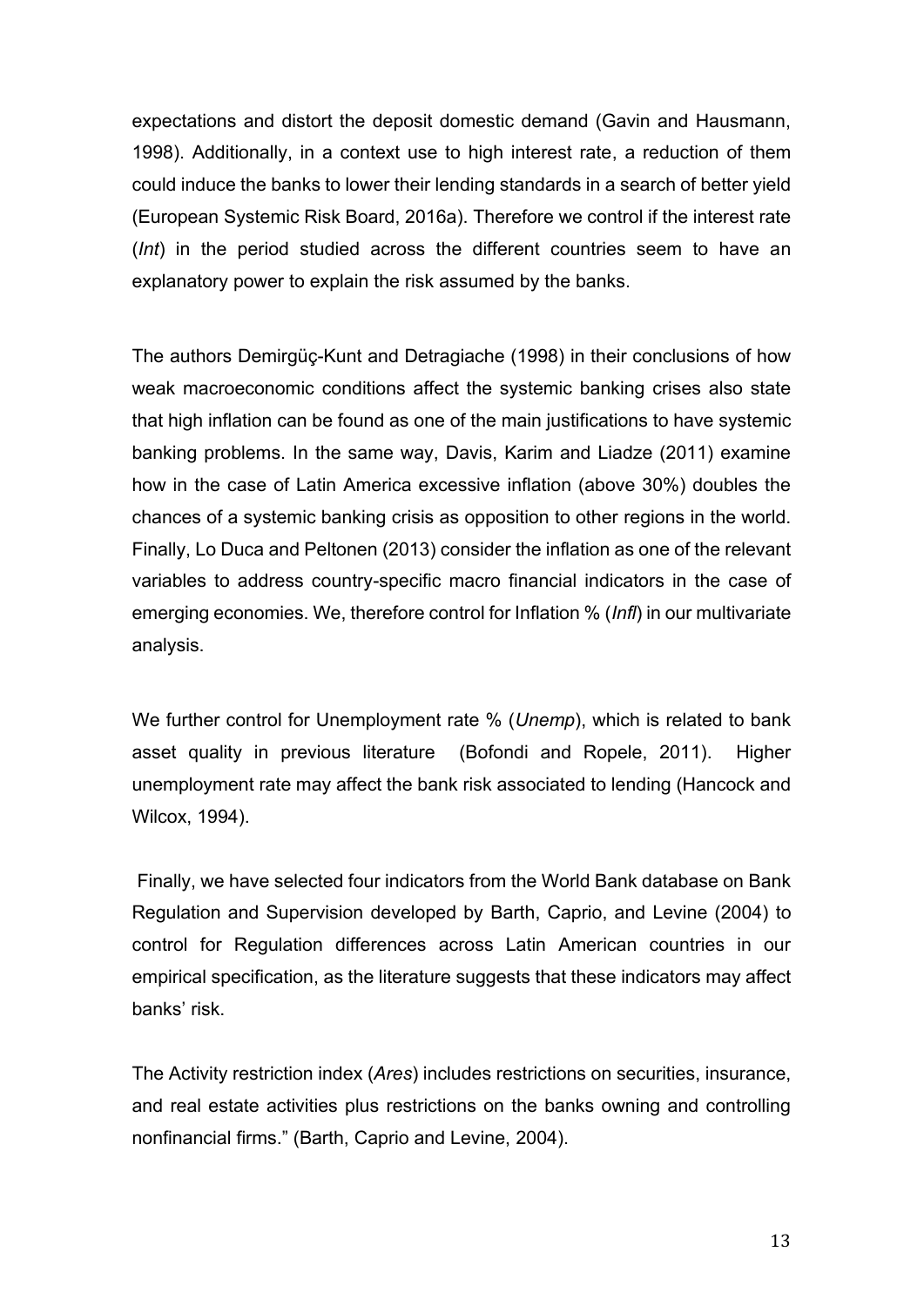expectations and distort the deposit domestic demand (Gavin and Hausmann, 1998). Additionally, in a context use to high interest rate, a reduction of them could induce the banks to lower their lending standards in a search of better yield (European Systemic Risk Board, 2016a). Therefore we control if the interest rate (*Int*) in the period studied across the different countries seem to have an explanatory power to explain the risk assumed by the banks.

The authors Demirgüç-Kunt and Detragiache (1998) in their conclusions of how weak macroeconomic conditions affect the systemic banking crises also state that high inflation can be found as one of the main justifications to have systemic banking problems. In the same way, Davis, Karim and Liadze (2011) examine how in the case of Latin America excessive inflation (above 30%) doubles the chances of a systemic banking crisis as opposition to other regions in the world. Finally, Lo Duca and Peltonen (2013) consider the inflation as one of the relevant variables to address country-specific macro financial indicators in the case of emerging economies. We, therefore control for Inflation % (*Infl*) in our multivariate analysis.

We further control for Unemployment rate % (*Unemp*), which is related to bank asset quality in previous literature (Bofondi and Ropele, 2011). Higher unemployment rate may affect the bank risk associated to lending (Hancock and Wilcox, 1994).

Finally, we have selected four indicators from the World Bank database on Bank Regulation and Supervision developed by Barth, Caprio, and Levine (2004) to control for Regulation differences across Latin American countries in our empirical specification, as the literature suggests that these indicators may affect banks' risk.

The Activity restriction index (*Ares*) includes restrictions on securities, insurance, and real estate activities plus restrictions on the banks owning and controlling nonfinancial firms." (Barth, Caprio and Levine, 2004).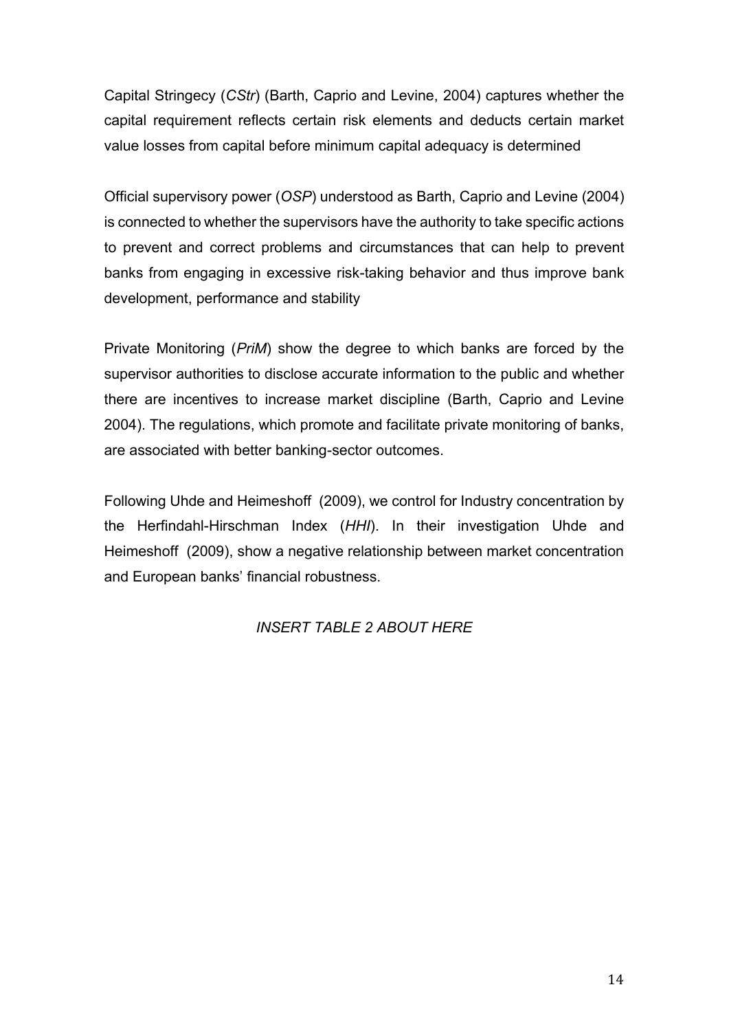Capital Stringecy (*CStr*) (Barth, Caprio and Levine, 2004) captures whether the capital requirement reflects certain risk elements and deducts certain market value losses from capital before minimum capital adequacy is determined

Official supervisory power (*OSP*) understood as Barth, Caprio and Levine (2004) is connected to whether the supervisors have the authority to take specific actions to prevent and correct problems and circumstances that can help to prevent banks from engaging in excessive risk-taking behavior and thus improve bank development, performance and stability

Private Monitoring (*PriM*) show the degree to which banks are forced by the supervisor authorities to disclose accurate information to the public and whether there are incentives to increase market discipline (Barth, Caprio and Levine 2004). The regulations, which promote and facilitate private monitoring of banks, are associated with better banking-sector outcomes.

Following Uhde and Heimeshoff (2009), we control for Industry concentration by the Herfindahl-Hirschman Index (*HHI*). In their investigation Uhde and Heimeshoff (2009), show a negative relationship between market concentration and European banks' financial robustness.

*INSERT TABLE 2 ABOUT HERE*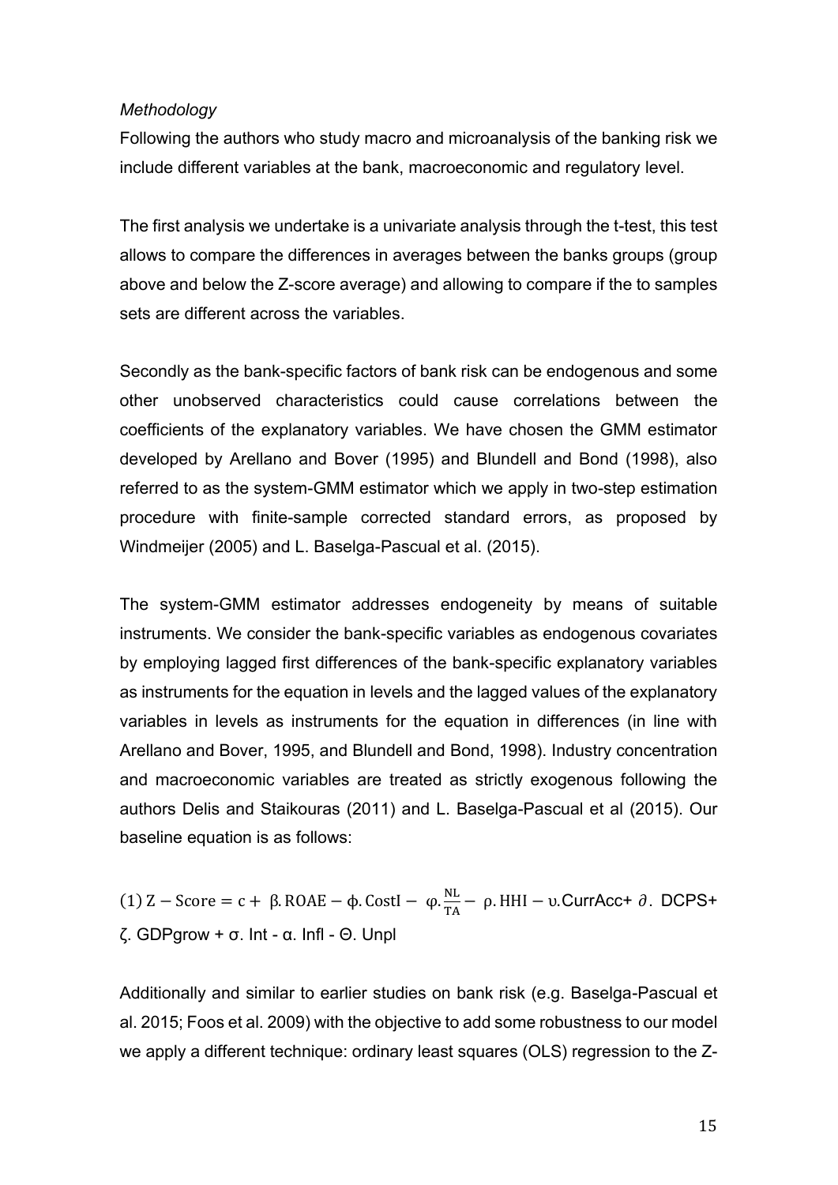*Methodology*

Following the authors who study macro and microanalysis of the banking risk we include different variables at the bank, macroeconomic and regulatory level.

The first analysis we undertake is a univariate analysis through the t-test, this test allows to compare the differences in averages between the banks groups (group above and below the Z-score average) and allowing to compare if the to samples sets are different across the variables.

Secondly as the bank-specific factors of bank risk can be endogenous and some other unobserved characteristics could cause correlations between the coefficients of the explanatory variables. We have chosen the GMM estimator developed by Arellano and Bover (1995) and Blundell and Bond (1998), also referred to as the system-GMM estimator which we apply in two-step estimation procedure with finite-sample corrected standard errors, as proposed by Windmeijer (2005) and L. Baselga-Pascual et al. (2015).

The system-GMM estimator addresses endogeneity by means of suitable instruments. We consider the bank-specific variables as endogenous covariates by employing lagged first differences of the bank-specific explanatory variables as instruments for the equation in levels and the lagged values of the explanatory variables in levels as instruments for the equation in differences (in line with Arellano and Bover, 1995, and Blundell and Bond, 1998). Industry concentration and macroeconomic variables are treated as strictly exogenous following the authors Delis and Staikouras (2011) and L. Baselga-Pascual et al (2015). Our baseline equation is as follows:

$$(1)\ \mathrm{Z-Score} = \mathrm{c} + \beta.\mathrm{ROAE} - \phi.\mathrm{CostI} - \varphi.\frac{\mathrm{NL}}{\mathrm{TA}} - \rho.\mathrm{HHI} - \upsilon.\mathrm{CurrAcc} + \partial.\ \mathrm{DCPS} + \zeta.\ \mathrm{GDPgrow} + \sigma.\ \mathrm{Int} - \alpha.\ \mathrm{Infl} - \Theta.\ \mathrm{Unpl}$$

Additionally and similar to earlier studies on bank risk (e.g. Baselga-Pascual et al. 2015; Foos et al. 2009) with the objective to add some robustness to our model we apply a different technique: ordinary least squares (OLS) regression to the Z-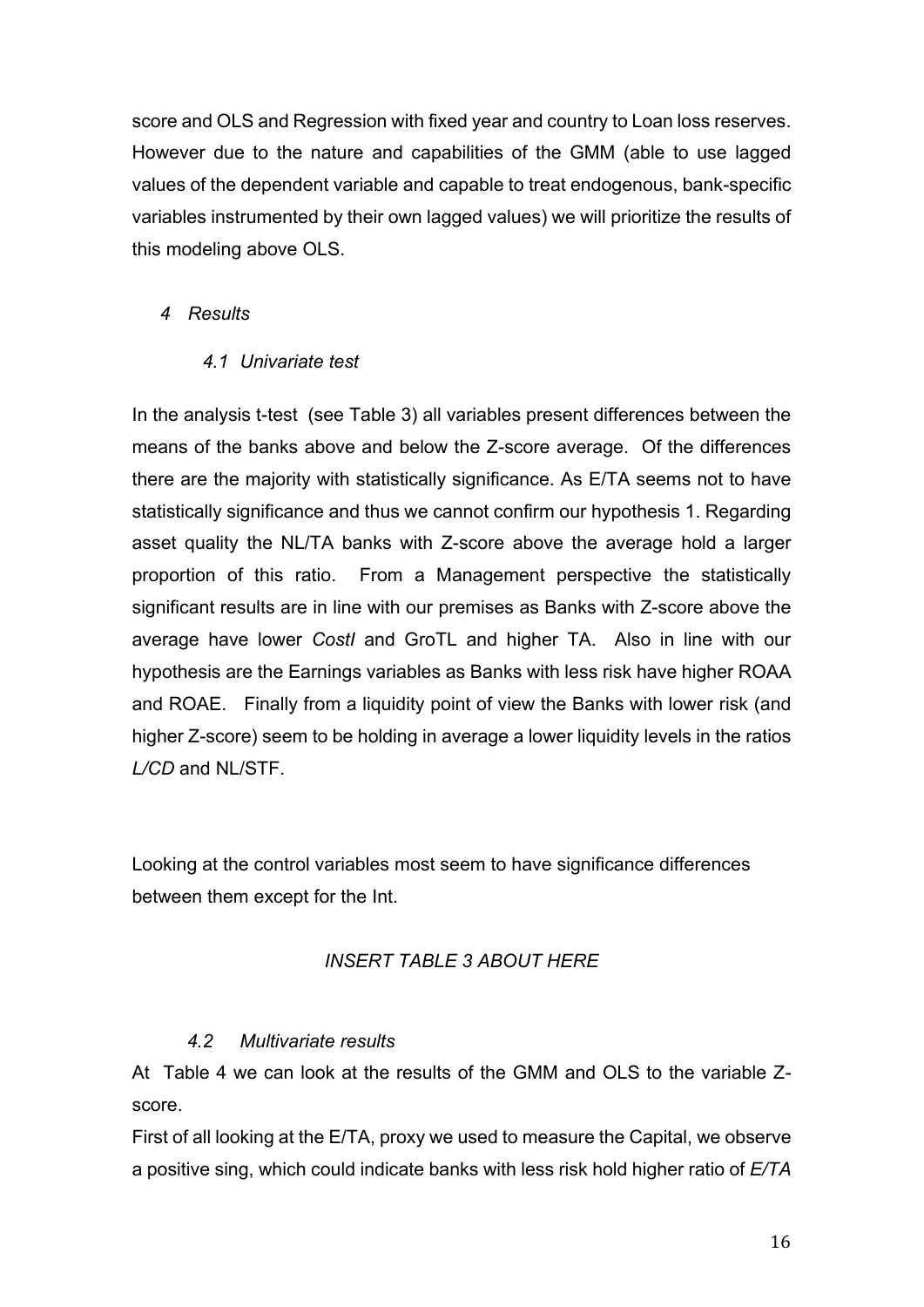score and OLS and Regression with fixed year and country to Loan loss reserves. However due to the nature and capabilities of the GMM (able to use lagged values of the dependent variable and capable to treat endogenous, bank-specific variables instrumented by their own lagged values) we will prioritize the results of this modeling above OLS.

## *4 Results*

### *4.1 Univariate test*

In the analysis t-test (see Table 3) all variables present differences between the means of the banks above and below the Z-score average. Of the differences there are the majority with statistically significance. As E/TA seems not to have statistically significance and thus we cannot confirm our hypothesis 1. Regarding asset quality the NL/TA banks with Z-score above the average hold a larger proportion of this ratio. From a Management perspective the statistically significant results are in line with our premises as Banks with Z-score above the average have lower *CostI* and GroTL and higher TA. Also in line with our hypothesis are the Earnings variables as Banks with less risk have higher ROAA and ROAE. Finally from a liquidity point of view the Banks with lower risk (and higher Z-score) seem to be holding in average a lower liquidity levels in the ratios *L/CD* and NL/STF.

Looking at the control variables most seem to have significance differences between them except for the Int.

*INSERT TABLE 3 ABOUT HERE*

### *4.2 Multivariate results*

At Table 4 we can look at the results of the GMM and OLS to the variable Z-score.

First of all looking at the E/TA, proxy we used to measure the Capital, we observe a positive sing, which could indicate banks with less risk hold higher ratio of *E/TA*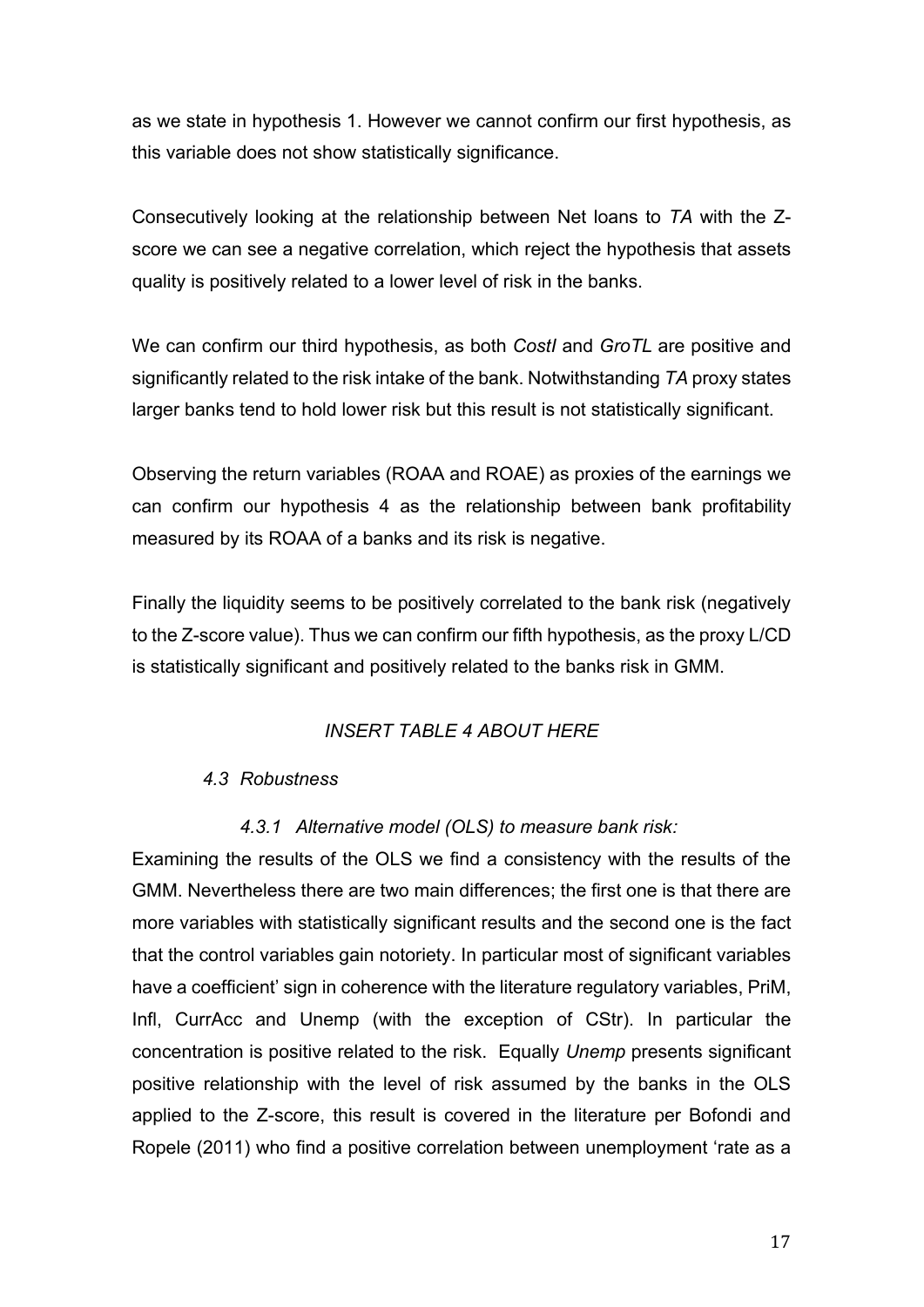as we state in hypothesis 1. However we cannot confirm our first hypothesis, as this variable does not show statistically significance.

Consecutively looking at the relationship between Net loans to *TA* with the Z-score we can see a negative correlation, which reject the hypothesis that assets quality is positively related to a lower level of risk in the banks.

We can confirm our third hypothesis, as both *CostI* and *GroTL* are positive and significantly related to the risk intake of the bank. Notwithstanding *TA* proxy states larger banks tend to hold lower risk but this result is not statistically significant.

Observing the return variables (ROAA and ROAE) as proxies of the earnings we can confirm our hypothesis 4 as the relationship between bank profitability measured by its ROAA of a banks and its risk is negative.

Finally the liquidity seems to be positively correlated to the bank risk (negatively to the Z-score value). Thus we can confirm our fifth hypothesis, as the proxy L/CD is statistically significant and positively related to the banks risk in GMM.

*INSERT TABLE 4 ABOUT HERE*

### *4.3 Robustness*

#### *4.3.1 Alternative model (OLS) to measure bank risk:*

Examining the results of the OLS we find a consistency with the results of the GMM. Nevertheless there are two main differences; the first one is that there are more variables with statistically significant results and the second one is the fact that the control variables gain notoriety. In particular most of significant variables have a coefficient' sign in coherence with the literature regulatory variables, PriM, Infl, CurrAcc and Unemp (with the exception of CStr). In particular the concentration is positive related to the risk. Equally *Unemp* presents significant positive relationship with the level of risk assumed by the banks in the OLS applied to the Z-score, this result is covered in the literature per Bofondi and Ropele (2011) who find a positive correlation between unemployment 'rate as a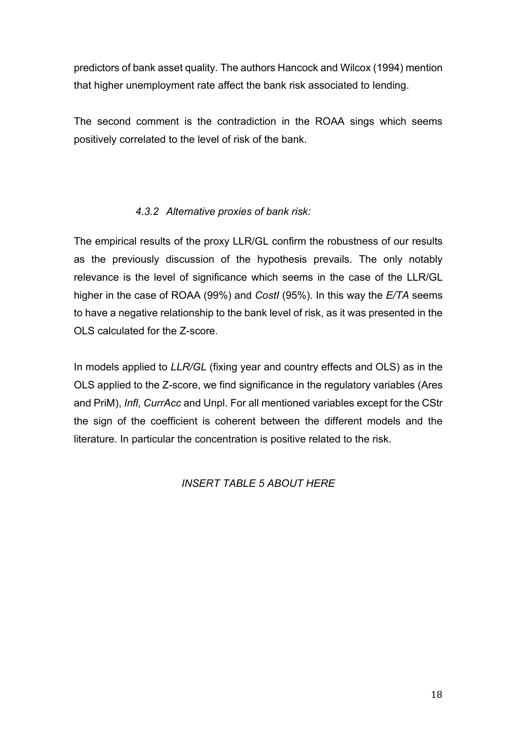predictors of bank asset quality. The authors Hancock and Wilcox (1994) mention that higher unemployment rate affect the bank risk associated to lending.

The second comment is the contradiction in the ROAA sings which seems positively correlated to the level of risk of the bank.

### *4.3.2 Alternative proxies of bank risk:*

The empirical results of the proxy LLR/GL confirm the robustness of our results as the previously discussion of the hypothesis prevails. The only notably relevance is the level of significance which seems in the case of the LLR/GL higher in the case of ROAA (99%) and *CostI* (95%). In this way the *E/TA* seems to have a negative relationship to the bank level of risk, as it was presented in the OLS calculated for the Z-score.

In models applied to *LLR/GL* (fixing year and country effects and OLS) as in the OLS applied to the Z-score, we find significance in the regulatory variables (Ares and PriM), *Infl*, *CurrAcc* and Unpl. For all mentioned variables except for the CStr the sign of the coefficient is coherent between the different models and the literature. In particular the concentration is positive related to the risk.

*INSERT TABLE 5 ABOUT HERE*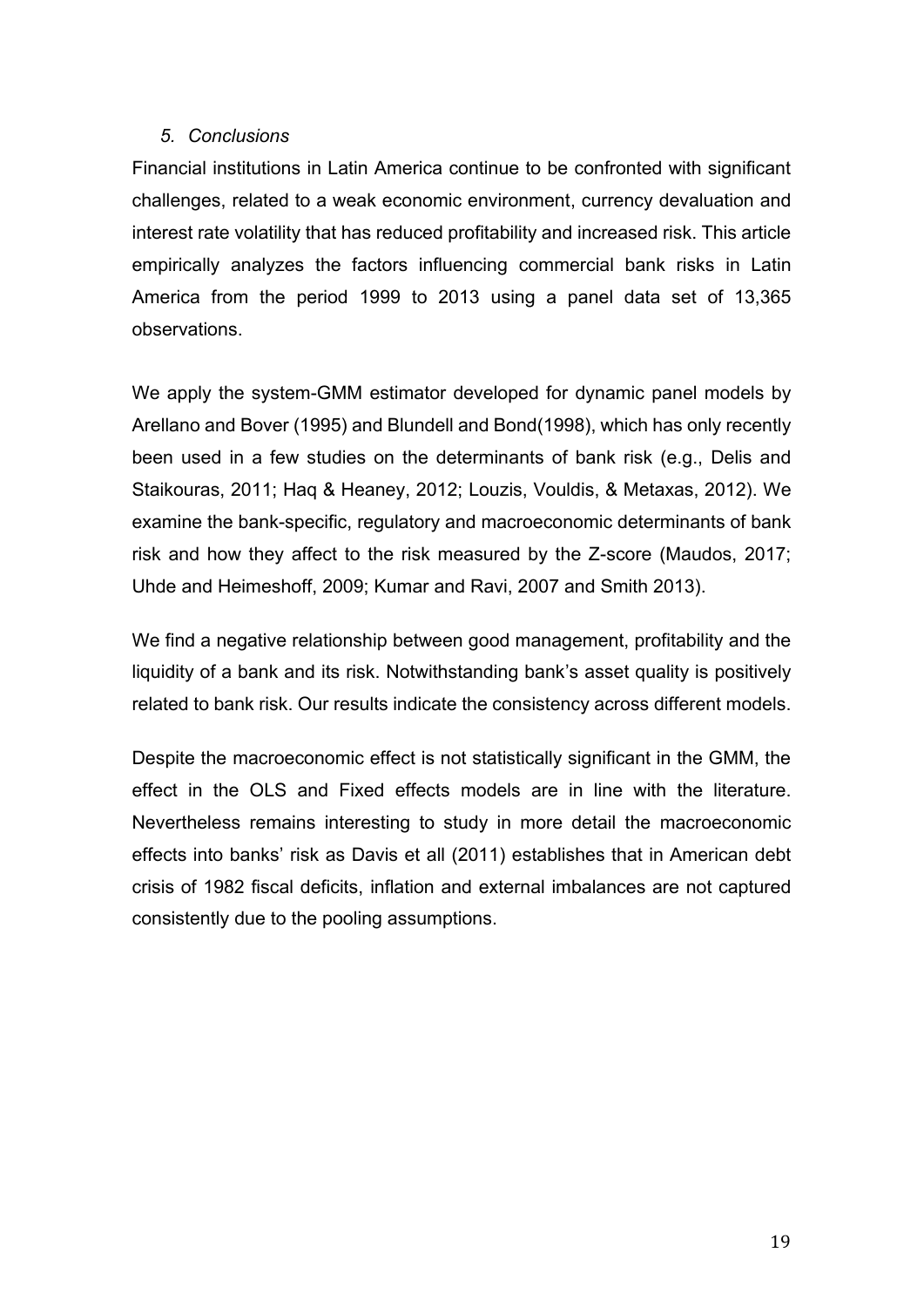## *5. Conclusions*

Financial institutions in Latin America continue to be confronted with significant challenges, related to a weak economic environment, currency devaluation and interest rate volatility that has reduced profitability and increased risk. This article empirically analyzes the factors influencing commercial bank risks in Latin America from the period 1999 to 2013 using a panel data set of 13,365 observations.

We apply the system-GMM estimator developed for dynamic panel models by Arellano and Bover (1995) and Blundell and Bond(1998), which has only recently been used in a few studies on the determinants of bank risk (e.g., Delis and Staikouras, 2011; Haq & Heaney, 2012; Louzis, Vouldis, & Metaxas, 2012). We examine the bank-specific, regulatory and macroeconomic determinants of bank risk and how they affect to the risk measured by the Z-score (Maudos, 2017; Uhde and Heimeshoff, 2009; Kumar and Ravi, 2007 and Smith 2013).

We find a negative relationship between good management, profitability and the liquidity of a bank and its risk. Notwithstanding bank's asset quality is positively related to bank risk. Our results indicate the consistency across different models.

Despite the macroeconomic effect is not statistically significant in the GMM, the effect in the OLS and Fixed effects models are in line with the literature. Nevertheless remains interesting to study in more detail the macroeconomic effects into banks' risk as Davis et all (2011) establishes that in American debt crisis of 1982 fiscal deficits, inflation and external imbalances are not captured consistently due to the pooling assumptions.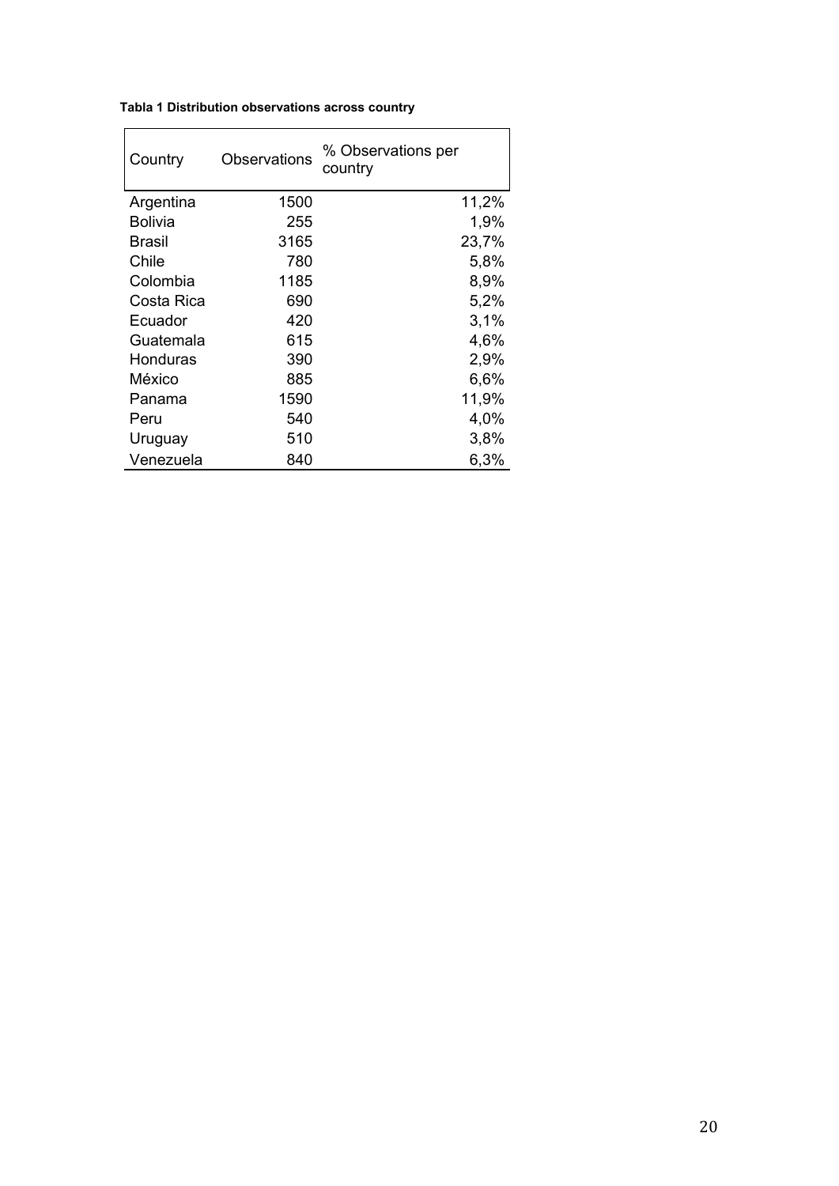**Tabla 1 Distribution observations across country**

| Country | Observations | % Observations per country |
|---|---|---|
| Argentina | 1500 | 11,2% |
| Bolivia | 255 | 1,9% |
| Brasil | 3165 | 23,7% |
| Chile | 780 | 5,8% |
| Colombia | 1185 | 8,9% |
| Costa Rica | 690 | 5,2% |
| Ecuador | 420 | 3,1% |
| Guatemala | 615 | 4,6% |
| Honduras | 390 | 2,9% |
| México | 885 | 6,6% |
| Panama | 1590 | 11,9% |
| Peru | 540 | 4,0% |
| Uruguay | 510 | 3,8% |
| Venezuela | 840 | 6,3% |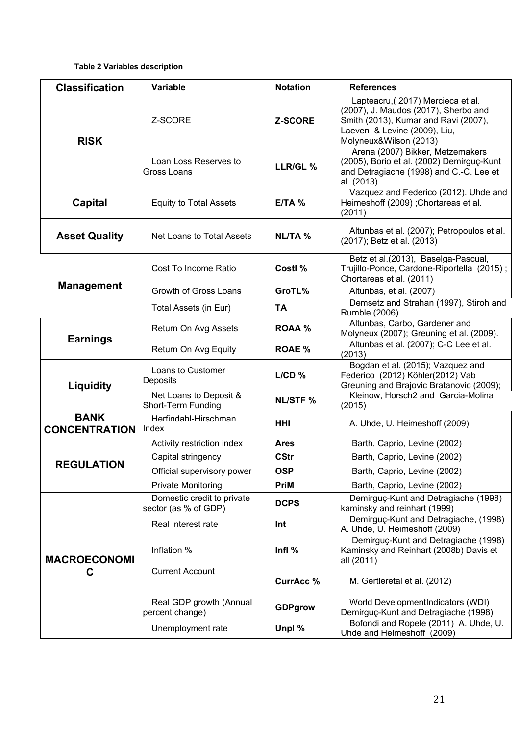**Table 2 Variables description**

| Classification | Variable | Notation | References |
|---|---|---|---|
| **RISK** | Z-SCORE | **Z-SCORE** | Lapteacru,( 2017) Mercieca et al. (2007), J. Maudos (2017), Sherbo and Smith (2013), Kumar and Ravi (2007), Laeven & Levine (2009), Liu, Molyneux&Wilson (2013) |
| | Loan Loss Reserves to Gross Loans | **LLR/GL %** | Arena (2007) Bikker, Metzemakers (2005), Borio et al. (2002) Demirguç-Kunt and Detragiache (1998) and C.-C. Lee et al. (2013) |
| **Capital** | Equity to Total Assets | **E/TA %** | Vazquez and Federico (2012). Uhde and Heimeshoff (2009) ;Chortareas et al. (2011) |
| **Asset Quality** | Net Loans to Total Assets | **NL/TA %** | Altunbas et al. (2007); Petropoulos et al. (2017); Betz et al. (2013) |
| **Management** | Cost To Income Ratio | **CostI %** | Betz et al.(2013), Baselga-Pascual, Trujillo-Ponce, Cardone-Riportella (2015) ; Chortareas et al. (2011) |
| | Growth of Gross Loans | **GroTL%** | Altunbas, et al. (2007) |
| | Total Assets (in Eur) | **TA** | Demsetz and Strahan (1997), Stiroh and Rumble (2006) |
| **Earnings** | Return On Avg Assets | **ROAA %** | Altunbas, Carbo, Gardener and Molyneux (2007); Greuning et al. (2009). |
| | Return On Avg Equity | **ROAE %** | Altunbas et al. (2007); C-C Lee et al. (2013) |
| **Liquidity** | Loans to Customer Deposits | **L/CD %** | Bogdan et al. (2015); Vazquez and Federico (2012) Köhler(2012) Vab Greuning and Brajovic Bratanovic (2009); |
| | Net Loans to Deposit & Short-Term Funding | **NL/STF %** | Kleinow, Horsch2 and Garcia-Molina (2015) |
| **BANK CONCENTRATION** | Herfindahl-Hirschman Index | **HHI** | A. Uhde, U. Heimeshoff (2009) |
| **REGULATION** | Activity restriction index | **Ares** | Barth, Caprio, Levine (2002) |
| | Capital stringency | **CStr** | Barth, Caprio, Levine (2002) |
| | Official supervisory power | **OSP** | Barth, Caprio, Levine (2002) |
| | Private Monitoring | **PriM** | Barth, Caprio, Levine (2002) |
| **MACROECONOMIC** | Domestic credit to private sector (as % of GDP) | **DCPS** | Demirguç-Kunt and Detragiache (1998) kaminsky and reinhart (1999) |
| | Real interest rate | **Int** | Demirguç-Kunt and Detragiache, (1998) A. Uhde, U. Heimeshoff (2009) |
| | Inflation % | **Infl %** | Demirguç-Kunt and Detragiache (1998) Kaminsky and Reinhart (2008b) Davis et all (2011) |
| | Current Account | **CurrAcc %** | M. Gertleretal et al. (2012) |
| | Real GDP growth (Annual percent change) | **GDPgrow** | World DevelopmentIndicators (WDI) Demirguç-Kunt and Detragiache (1998) |
| | Unemployment rate | **Unpl %** | Bofondi and Ropele (2011) A. Uhde, U. Uhde and Heimeshoff (2009) |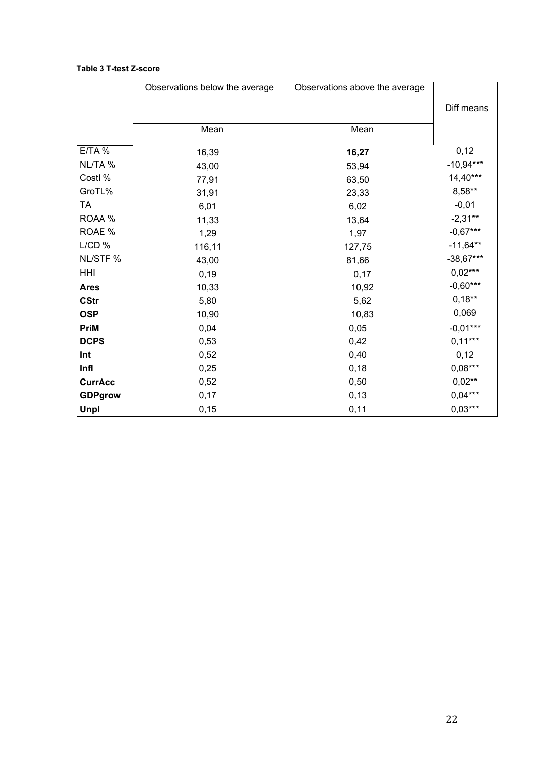**Table 3 T-test Z-score**

| | Observations below the average | Observations above the average | Diff means |
|---|---|---|---|
| | Mean | Mean | |
| E/TA % | 16,39 | **16,27** | 0,12 |
| NL/TA % | 43,00 | 53,94 | -10,94*** |
| CostI % | 77,91 | 63,50 | 14,40*** |
| GroTL% | 31,91 | 23,33 | 8,58** |
| TA | 6,01 | 6,02 | -0,01 |
| ROAA % | 11,33 | 13,64 | -2,31** |
| ROAE % | 1,29 | 1,97 | -0,67*** |
| L/CD % | 116,11 | 127,75 | -11,64** |
| NL/STF % | 43,00 | 81,66 | -38,67*** |
| HHI | 0,19 | 0,17 | 0,02*** |
| **Ares** | 10,33 | 10,92 | -0,60*** |
| **CStr** | 5,80 | 5,62 | 0,18** |
| **OSP** | 10,90 | 10,83 | 0,069 |
| **PriM** | 0,04 | 0,05 | -0,01*** |
| **DCPS** | 0,53 | 0,42 | 0,11*** |
| **Int** | 0,52 | 0,40 | 0,12 |
| **Infl** | 0,25 | 0,18 | 0,08*** |
| **CurrAcc** | 0,52 | 0,50 | 0,02** |
| **GDPgrow** | 0,17 | 0,13 | 0,04*** |
| **Unpl** | 0,15 | 0,11 | 0,03*** |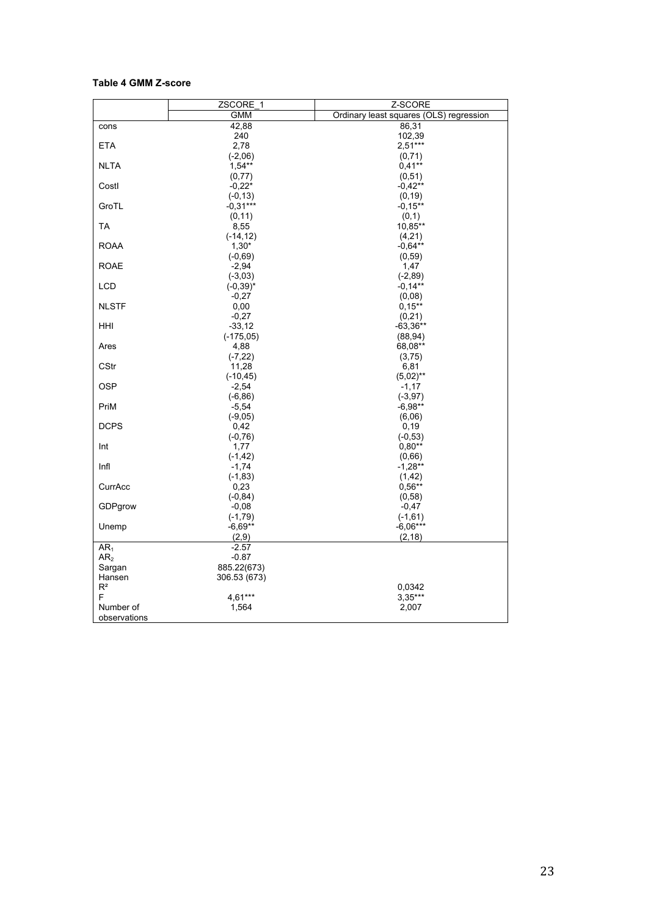**Table 4 GMM Z-score**

| | ZSCORE_1 | Z-SCORE |
|---|---|---|
| | GMM | Ordinary least squares (OLS) regression |
| cons | 42,88 | 86,31 |
| | 240 | 102,39 |
| ETA | 2,78 | 2,51*** |
| | (-2,06) | (0,71) |
| NLTA | 1,54** | 0,41** |
| | (0,77) | (0,51) |
| CostI | -0,22* | -0,42** |
| | (-0,13) | (0,19) |
| GroTL | -0,31*** | -0,15** |
| | (0,11) | (0,1) |
| TA | 8,55 | 10,85** |
| | (-14,12) | (4,21) |
| ROAA | 1,30* | -0,64** |
| | (-0,69) | (0,59) |
| ROAE | -2,94 | 1,47 |
| | (-3,03) | (-2,89) |
| LCD | (-0,39)* | -0,14** |
| | -0,27 | (0,08) |
| NLSTF | 0,00 | 0,15** |
| | -0,27 | (0,21) |
| HHI | -33,12 | -63,36** |
| | (-175,05) | (88,94) |
| Ares | 4,88 | 68,08** |
| | (-7,22) | (3,75) |
| CStr | 11,28 | 6,81 |
| | (-10,45) | (5,02)** |
| OSP | -2,54 | -1,17 |
| | (-6,86) | (-3,97) |
| PriM | -5,54 | -6,98** |
| | (-9,05) | (6,06) |
| DCPS | 0,42 | 0,19 |
| | (-0,76) | (-0,53) |
| Int | 1,77 | 0,80** |
| | (-1,42) | (0,66) |
| Infl | -1,74 | -1,28** |
| | (-1,83) | (1,42) |
| CurrAcc | 0,23 | 0,56** |
| | (-0,84) | (0,58) |
| GDPgrow | -0,08 | -0,47 |
| | (-1,79) | (-1,61) |
| Unemp | -6,69** | -6,06*** |
| | (2,9) | (2,18) |
| $AR_1$ | -2.57 | |
| $AR_2$ | -0.87 | |
| Sargan | 885.22(673) | |
| Hansen | 306.53 (673) | |
| $R^2$ | | 0,0342 |
| F | 4,61*** | 3,35*** |
| Number of observations | 1,564 | 2,007 |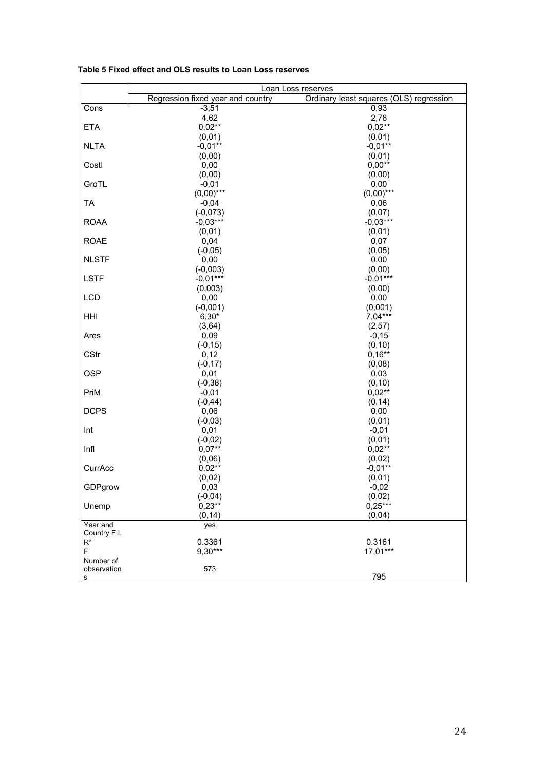**Table 5 Fixed effect and OLS results to Loan Loss reserves**

| | Loan Loss reserves | |
|---|---|---|
| | Regression fixed year and country | Ordinary least squares (OLS) regression |
| Cons | -3,51 | 0,93 |
| | 4.62 | 2,78 |
| ETA | 0,02** | 0,02** |
| | (0,01) | (0,01) |
| NLTA | -0,01** | -0,01** |
| | (0,00) | (0,01) |
| CostI | 0,00 | 0,00** |
| | (0,00) | (0,00) |
| GroTL | -0,01 | 0,00 |
| | (0,00)*** | (0,00)*** |
| TA | -0,04 | 0,06 |
| | (-0,073) | (0,07) |
| ROAA | -0,03*** | -0,03*** |
| | (0,01) | (0,01) |
| ROAE | 0,04 | 0,07 |
| | (-0,05) | (0,05) |
| NLSTF | 0,00 | 0,00 |
| | (-0,003) | (0,00) |
| LSTF | -0,01*** | -0,01*** |
| | (0,003) | (0,00) |
| LCD | 0,00 | 0,00 |
| | (-0,001) | (0,001) |
| HHI | 6,30* | 7,04*** |
| | (3,64) | (2,57) |
| Ares | 0,09 | -0,15 |
| | (-0,15) | (0,10) |
| CStr | 0,12 | 0,16** |
| | (-0,17) | (0,08) |
| OSP | 0,01 | 0,03 |
| | (-0,38) | (0,10) |
| PriM | -0,01 | 0,02** |
| | (-0,44) | (0,14) |
| DCPS | 0,06 | 0,00 |
| | (-0,03) | (0,01) |
| Int | 0,01 | -0,01 |
| | (-0,02) | (0,01) |
| Infl | 0,07** | 0,02** |
| | (0,06) | (0,02) |
| CurrAcc | 0,02** | -0,01** |
| | (0,02) | (0,01) |
| GDPgrow | 0,03 | -0,02 |
| | (-0,04) | (0,02) |
| Unemp | 0,23** | 0,25*** |
| | (0,14) | (0,04) |
| Year and Country F.I. | yes | |
| $R^2$ | 0.3361 | 0.3161 |
| F | 9,30*** | 17,01*** |
| Number of observations | 573 | 795 |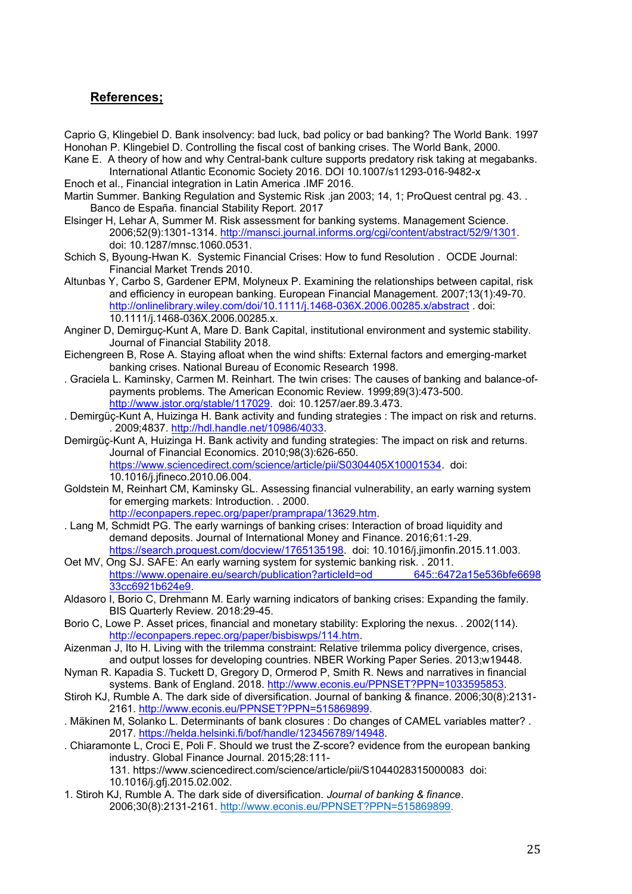## References;

Caprio G, Klingebiel D. Bank insolvency: bad luck, bad policy or bad banking? The World Bank. 1997

Honohan P. Klingebiel D. Controlling the fiscal cost of banking crises. The World Bank, 2000.

Kane E. A theory of how and why Central-bank culture supports predatory risk taking at megabanks. International Atlantic Economic Society 2016. DOI 10.1007/s11293-016-9482-x

Enoch et al., Financial integration in Latin America .IMF 2016.

Martin Summer. Banking Regulation and Systemic Risk .jan 2003; 14, 1; ProQuest central pg. 43. . Banco de España. financial Stability Report. 2017

Elsinger H, Lehar A, Summer M. Risk assessment for banking systems. Management Science. 2006;52(9):1301-1314. http://mansci.journal.informs.org/cgi/content/abstract/52/9/1301. doi: 10.1287/mnsc.1060.0531.

Schich S, Byoung-Hwan K. Systemic Financial Crises: How to fund Resolution . OCDE Journal: Financial Market Trends 2010.

Altunbas Y, Carbo S, Gardener EPM, Molyneux P. Examining the relationships between capital, risk and efficiency in european banking. European Financial Management. 2007;13(1):49-70. http://onlinelibrary.wiley.com/doi/10.1111/j.1468-036X.2006.00285.x/abstract . doi: 10.1111/j.1468-036X.2006.00285.x.

Anginer D, Demirguç-Kunt A, Mare D. Bank Capital, institutional environment and systemic stability. Journal of Financial Stability 2018.

Eichengreen B, Rose A. Staying afloat when the wind shifts: External factors and emerging-market banking crises. National Bureau of Economic Research 1998.

. Graciela L. Kaminsky, Carmen M. Reinhart. The twin crises: The causes of banking and balance-of-payments problems. The American Economic Review. 1999;89(3):473-500. http://www.jstor.org/stable/117029. doi: 10.1257/aer.89.3.473.

. Demirgüç-Kunt A, Huizinga H. Bank activity and funding strategies : The impact on risk and returns. . 2009;4837. http://hdl.handle.net/10986/4033.

Demirgüç-Kunt A, Huizinga H. Bank activity and funding strategies: The impact on risk and returns. Journal of Financial Economics. 2010;98(3):626-650. https://www.sciencedirect.com/science/article/pii/S0304405X10001534. doi: 10.1016/j.jfineco.2010.06.004.

Goldstein M, Reinhart CM, Kaminsky GL. Assessing financial vulnerability, an early warning system for emerging markets: Introduction. . 2000. http://econpapers.repec.org/paper/pramprapa/13629.htm.

. Lang M, Schmidt PG. The early warnings of banking crises: Interaction of broad liquidity and demand deposits. Journal of International Money and Finance. 2016;61:1-29. https://search.proquest.com/docview/1765135198. doi: 10.1016/j.jimonfin.2015.11.003.

Oet MV, Ong SJ. SAFE: An early warning system for systemic banking risk. . 2011. https://www.openaire.eu/search/publication?articleId=od_______645::6472a15e536bfe6698 33cc6921b624e9.

Aldasoro I, Borio C, Drehmann M. Early warning indicators of banking crises: Expanding the family. BIS Quarterly Review. 2018:29-45.

Borio C, Lowe P. Asset prices, financial and monetary stability: Exploring the nexus. . 2002(114). http://econpapers.repec.org/paper/bisbiswps/114.htm.

Aizenman J, Ito H. Living with the trilemma constraint: Relative trilemma policy divergence, crises, and output losses for developing countries. NBER Working Paper Series. 2013;w19448.

Nyman R. Kapadia S. Tuckett D, Gregory D, Ormerod P, Smith R. News and narratives in financial systems. Bank of England. 2018. http://www.econis.eu/PPNSET?PPN=1033595853.

Stiroh KJ, Rumble A. The dark side of diversification. Journal of banking & finance. 2006;30(8):2131-2161. http://www.econis.eu/PPNSET?PPN=515869899.

. Mäkinen M, Solanko L. Determinants of bank closures : Do changes of CAMEL variables matter? . 2017. https://helda.helsinki.fi/bof/handle/123456789/14948.

. Chiaramonte L, Croci E, Poli F. Should we trust the Z-score? evidence from the european banking industry. Global Finance Journal. 2015;28:111-131. https://www.sciencedirect.com/science/article/pii/S1044028315000083 doi: 10.1016/j.gfj.2015.02.002.

1. Stiroh KJ, Rumble A. The dark side of diversification. *Journal of banking & finance*. 2006;30(8):2131-2161. http://www.econis.eu/PPNSET?PPN=515869899.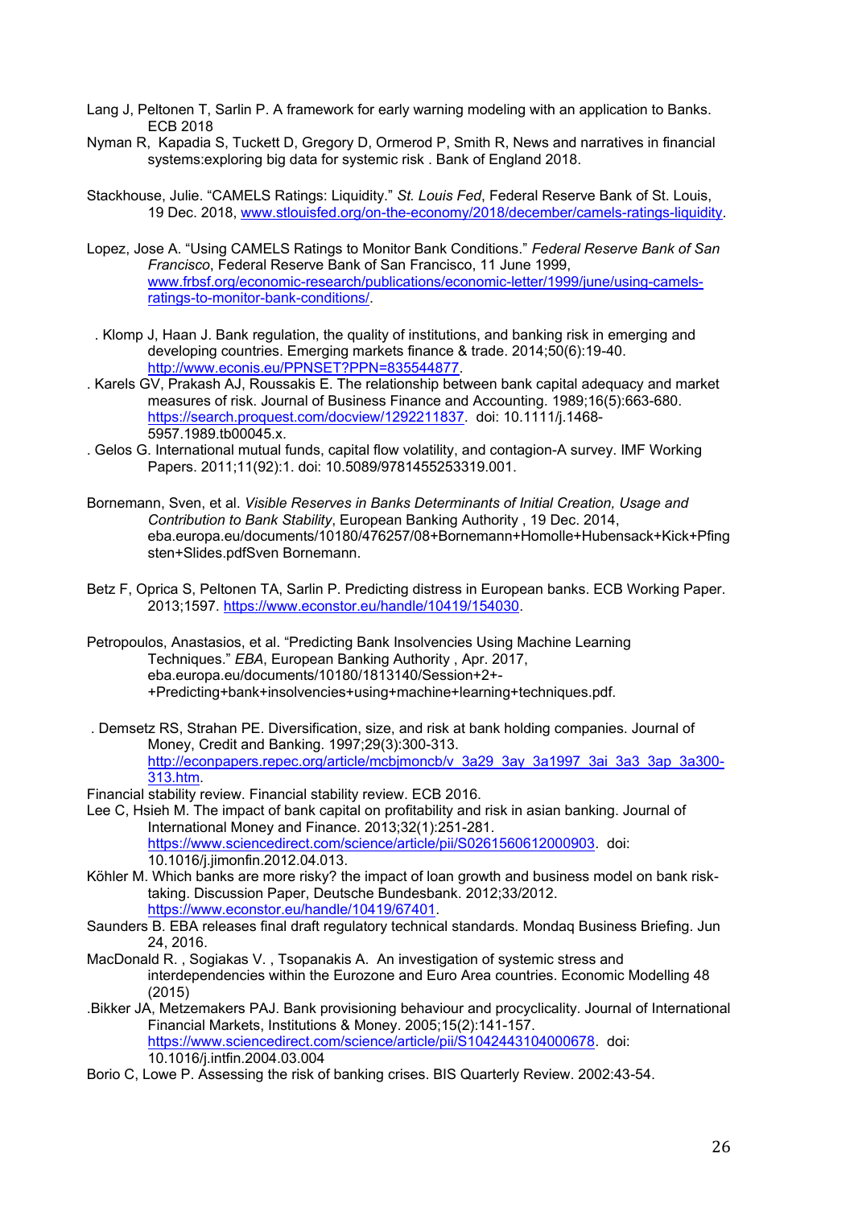Lang J, Peltonen T, Sarlin P. A framework for early warning modeling with an application to Banks. ECB 2018

Nyman R, Kapadia S, Tuckett D, Gregory D, Ormerod P, Smith R, News and narratives in financial systems:exploring big data for systemic risk . Bank of England 2018.

Stackhouse, Julie. "CAMELS Ratings: Liquidity." *St. Louis Fed*, Federal Reserve Bank of St. Louis, 19 Dec. 2018, www.stlouisfed.org/on-the-economy/2018/december/camels-ratings-liquidity.

Lopez, Jose A. "Using CAMELS Ratings to Monitor Bank Conditions." *Federal Reserve Bank of San Francisco*, Federal Reserve Bank of San Francisco, 11 June 1999, www.frbsf.org/economic-research/publications/economic-letter/1999/june/using-camels-ratings-to-monitor-bank-conditions/.

. Klomp J, Haan J. Bank regulation, the quality of institutions, and banking risk in emerging and developing countries. Emerging markets finance & trade. 2014;50(6):19-40. http://www.econis.eu/PPNSET?PPN=835544877.

. Karels GV, Prakash AJ, Roussakis E. The relationship between bank capital adequacy and market measures of risk. Journal of Business Finance and Accounting. 1989;16(5):663-680. https://search.proquest.com/docview/1292211837. doi: 10.1111/j.1468-5957.1989.tb00045.x.

. Gelos G. International mutual funds, capital flow volatility, and contagion-A survey. IMF Working Papers. 2011;11(92):1. doi: 10.5089/9781455253319.001.

Bornemann, Sven, et al. *Visible Reserves in Banks Determinants of Initial Creation, Usage and Contribution to Bank Stability*, European Banking Authority , 19 Dec. 2014, eba.europa.eu/documents/10180/476257/08+Bornemann+Homolle+Hubensack+Kick+Pfingsten+Slides.pdfSven Bornemann.

Betz F, Oprica S, Peltonen TA, Sarlin P. Predicting distress in European banks. ECB Working Paper. 2013;1597. https://www.econstor.eu/handle/10419/154030.

Petropoulos, Anastasios, et al. "Predicting Bank Insolvencies Using Machine Learning Techniques." *EBA*, European Banking Authority , Apr. 2017, eba.europa.eu/documents/10180/1813140/Session+2+-+Predicting+bank+insolvencies+using+machine+learning+techniques.pdf.

. Demsetz RS, Strahan PE. Diversification, size, and risk at bank holding companies. Journal of Money, Credit and Banking. 1997;29(3):300-313. http://econpapers.repec.org/article/mcbjmoncb/v_3a29_3ay_3a1997_3ai_3a3_3ap_3a300-313.htm.

Financial stability review. Financial stability review. ECB 2016.

Lee C, Hsieh M. The impact of bank capital on profitability and risk in asian banking. Journal of International Money and Finance. 2013;32(1):251-281. https://www.sciencedirect.com/science/article/pii/S0261560612000903. doi: 10.1016/j.jimonfin.2012.04.013.

Köhler M. Which banks are more risky? the impact of loan growth and business model on bank risk-taking. Discussion Paper, Deutsche Bundesbank. 2012;33/2012. https://www.econstor.eu/handle/10419/67401.

Saunders B. EBA releases final draft regulatory technical standards. Mondaq Business Briefing. Jun 24, 2016.

MacDonald R. , Sogiakas V. , Tsopanakis A. An investigation of systemic stress and interdependencies within the Eurozone and Euro Area countries. Economic Modelling 48 (2015)

.Bikker JA, Metzemakers PAJ. Bank provisioning behaviour and procyclicality. Journal of International Financial Markets, Institutions & Money. 2005;15(2):141-157. https://www.sciencedirect.com/science/article/pii/S1042443104000678. doi: 10.1016/j.intfin.2004.03.004

Borio C, Lowe P. Assessing the risk of banking crises. BIS Quarterly Review. 2002:43-54.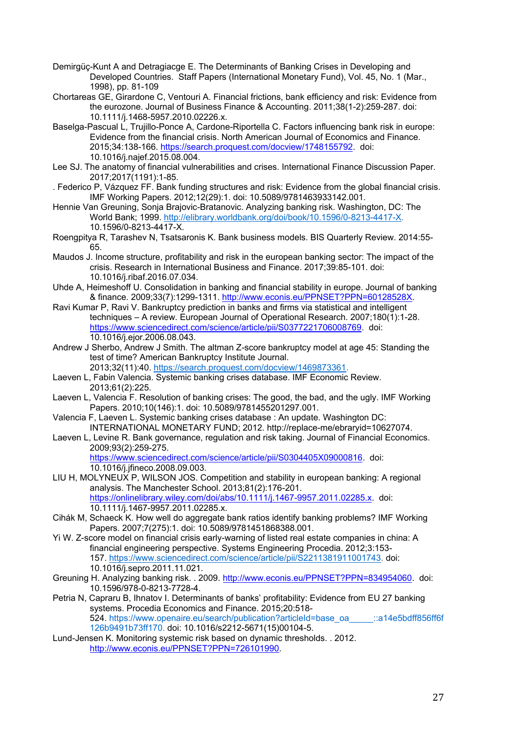Demirgüç-Kunt A and Detragiacge E. The Determinants of Banking Crises in Developing and Developed Countries. Staff Papers (International Monetary Fund), Vol. 45, No. 1 (Mar., 1998), pp. 81-109

Chortareas GE, Girardone C, Ventouri A. Financial frictions, bank efficiency and risk: Evidence from the eurozone. Journal of Business Finance & Accounting. 2011;38(1-2):259-287. doi: 10.1111/j.1468-5957.2010.02226.x.

Baselga-Pascual L, Trujillo-Ponce A, Cardone-Riportella C. Factors influencing bank risk in europe: Evidence from the financial crisis. North American Journal of Economics and Finance. 2015;34:138-166. https://search.proquest.com/docview/1748155792. doi: 10.1016/j.najef.2015.08.004.

Lee SJ. The anatomy of financial vulnerabilities and crises. International Finance Discussion Paper. 2017;2017(1191):1-85.

. Federico P, Vázquez FF. Bank funding structures and risk: Evidence from the global financial crisis. IMF Working Papers. 2012;12(29):1. doi: 10.5089/9781463933142.001.

Hennie Van Greuning, Sonja Brajovic-Bratanovic. Analyzing banking risk. Washington, DC: The World Bank; 1999. http://elibrary.worldbank.org/doi/book/10.1596/0-8213-4417-X. 10.1596/0-8213-4417-X.

Roengpitya R, Tarashev N, Tsatsaronis K. Bank business models. BIS Quarterly Review. 2014:55-65.

Maudos J. Income structure, profitability and risk in the european banking sector: The impact of the crisis. Research in International Business and Finance. 2017;39:85-101. doi: 10.1016/j.ribaf.2016.07.034.

Uhde A, Heimeshoff U. Consolidation in banking and financial stability in europe. Journal of banking & finance. 2009;33(7):1299-1311. http://www.econis.eu/PPNSET?PPN=60128528X.

Ravi Kumar P, Ravi V. Bankruptcy prediction in banks and firms via statistical and intelligent techniques – A review. European Journal of Operational Research. 2007;180(1):1-28. https://www.sciencedirect.com/science/article/pii/S0377221706008769. doi: 10.1016/j.ejor.2006.08.043.

Andrew J Sherbo, Andrew J Smith. The altman Z-score bankruptcy model at age 45: Standing the test of time? American Bankruptcy Institute Journal. 2013;32(11):40. https://search.proquest.com/docview/1469873361.

Laeven L, Fabin Valencia. Systemic banking crises database. IMF Economic Review. 2013;61(2):225.

Laeven L, Valencia F. Resolution of banking crises: The good, the bad, and the ugly. IMF Working Papers. 2010;10(146):1. doi: 10.5089/9781455201297.001.

Valencia F, Laeven L. Systemic banking crises database : An update. Washington DC: INTERNATIONAL MONETARY FUND; 2012. http://replace-me/ebraryid=10627074.

Laeven L, Levine R. Bank governance, regulation and risk taking. Journal of Financial Economics. 2009;93(2):259-275. https://www.sciencedirect.com/science/article/pii/S0304405X09000816. doi: 10.1016/j.jfineco.2008.09.003.

LIU H, MOLYNEUX P, WILSON JOS. Competition and stability in european banking: A regional analysis. The Manchester School. 2013;81(2):176-201. https://onlinelibrary.wiley.com/doi/abs/10.1111/j.1467-9957.2011.02285.x. doi: 10.1111/j.1467-9957.2011.02285.x.

Cihák M, Schaeck K. How well do aggregate bank ratios identify banking problems? IMF Working Papers. 2007;7(275):1. doi: 10.5089/9781451868388.001.

Yi W. Z-score model on financial crisis early-warning of listed real estate companies in china: A financial engineering perspective. Systems Engineering Procedia. 2012;3:153-157. https://www.sciencedirect.com/science/article/pii/S2211381911001743. doi: 10.1016/j.sepro.2011.11.021.

Greuning H. Analyzing banking risk. . 2009. http://www.econis.eu/PPNSET?PPN=834954060. doi: 10.1596/978-0-8213-7728-4.

Petria N, Capraru B, Ihnatov I. Determinants of banks' profitability: Evidence from EU 27 banking systems. Procedia Economics and Finance. 2015;20:518-524. https://www.openaire.eu/search/publication?articleId=base_oa_____::a14e5bdff856ff6f126b9491b73ff170. doi: 10.1016/s2212-5671(15)00104-5.

Lund-Jensen K. Monitoring systemic risk based on dynamic thresholds. . 2012. http://www.econis.eu/PPNSET?PPN=726101990.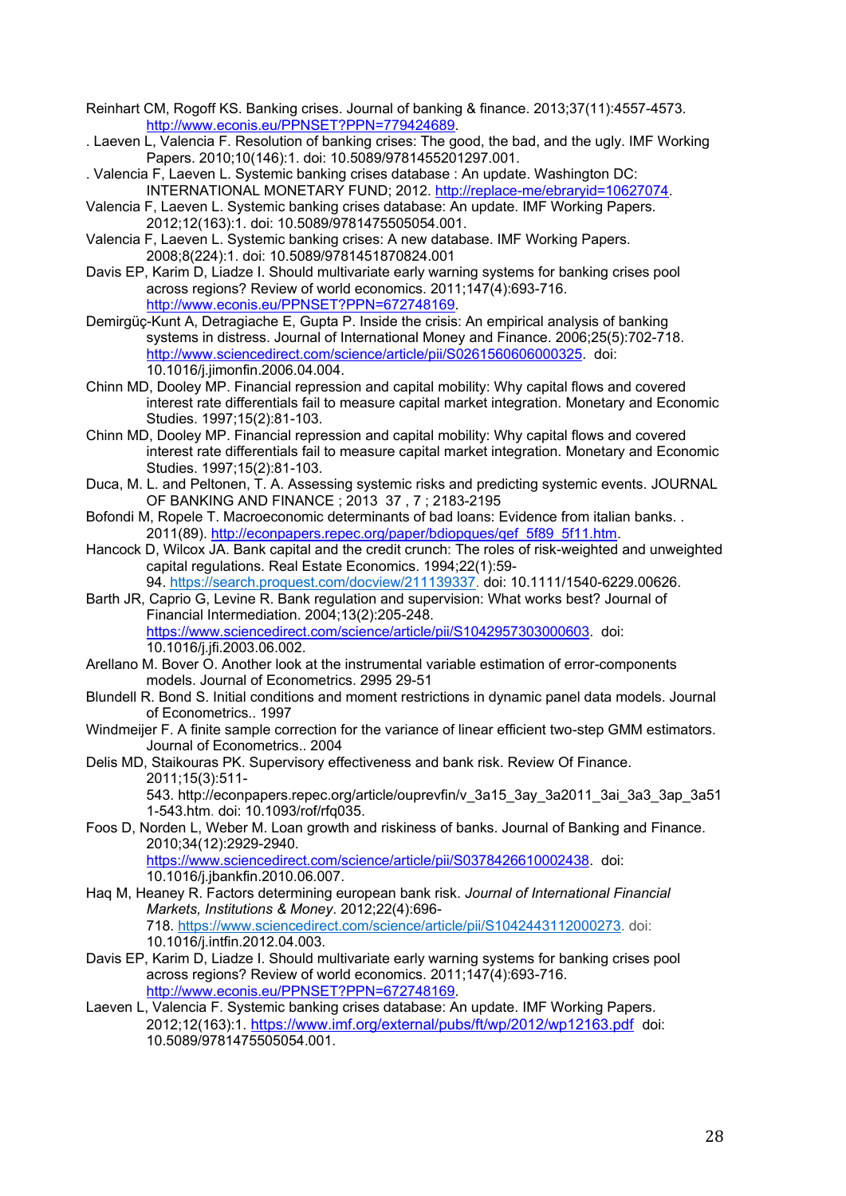Reinhart CM, Rogoff KS. Banking crises. Journal of banking & finance. 2013;37(11):4557-4573. http://www.econis.eu/PPNSET?PPN=779424689.

. Laeven L, Valencia F. Resolution of banking crises: The good, the bad, and the ugly. IMF Working Papers. 2010;10(146):1. doi: 10.5089/9781455201297.001.

. Valencia F, Laeven L. Systemic banking crises database : An update. Washington DC: INTERNATIONAL MONETARY FUND; 2012. http://replace-me/ebraryid=10627074.

Valencia F, Laeven L. Systemic banking crises database: An update. IMF Working Papers. 2012;12(163):1. doi: 10.5089/9781475505054.001.

Valencia F, Laeven L. Systemic banking crises: A new database. IMF Working Papers. 2008;8(224):1. doi: 10.5089/9781451870824.001

Davis EP, Karim D, Liadze I. Should multivariate early warning systems for banking crises pool across regions? Review of world economics. 2011;147(4):693-716. http://www.econis.eu/PPNSET?PPN=672748169.

Demirgüç-Kunt A, Detragiache E, Gupta P. Inside the crisis: An empirical analysis of banking systems in distress. Journal of International Money and Finance. 2006;25(5):702-718. http://www.sciencedirect.com/science/article/pii/S0261560606000325. doi: 10.1016/j.jimonfin.2006.04.004.

Chinn MD, Dooley MP. Financial repression and capital mobility: Why capital flows and covered interest rate differentials fail to measure capital market integration. Monetary and Economic Studies. 1997;15(2):81-103.

Chinn MD, Dooley MP. Financial repression and capital mobility: Why capital flows and covered interest rate differentials fail to measure capital market integration. Monetary and Economic Studies. 1997;15(2):81-103.

Duca, M. L. and Peltonen, T. A. Assessing systemic risks and predicting systemic events. JOURNAL OF BANKING AND FINANCE ; 2013 37 , 7 ; 2183-2195

Bofondi M, Ropele T. Macroeconomic determinants of bad loans: Evidence from italian banks. . 2011(89). http://econpapers.repec.org/paper/bdiopques/qef_5f89_5f11.htm.

Hancock D, Wilcox JA. Bank capital and the credit crunch: The roles of risk-weighted and unweighted capital regulations. Real Estate Economics. 1994;22(1):59-94. https://search.proquest.com/docview/211139337. doi: 10.1111/1540-6229.00626.

Barth JR, Caprio G, Levine R. Bank regulation and supervision: What works best? Journal of Financial Intermediation. 2004;13(2):205-248. https://www.sciencedirect.com/science/article/pii/S1042957303000603. doi: 10.1016/j.jfi.2003.06.002.

Arellano M. Bover O. Another look at the instrumental variable estimation of error-components models. Journal of Econometrics. 2995 29-51

Blundell R. Bond S. Initial conditions and moment restrictions in dynamic panel data models. Journal of Econometrics.. 1997

Windmeijer F. A finite sample correction for the variance of linear efficient two-step GMM estimators. Journal of Econometrics.. 2004

Delis MD, Staikouras PK. Supervisory effectiveness and bank risk. Review Of Finance. 2011;15(3):511-543. http://econpapers.repec.org/article/ouprevfin/v_3a15_3ay_3a2011_3ai_3a3_3ap_3a511-543.htm. doi: 10.1093/rof/rfq035.

Foos D, Norden L, Weber M. Loan growth and riskiness of banks. Journal of Banking and Finance. 2010;34(12):2929-2940. https://www.sciencedirect.com/science/article/pii/S0378426610002438. doi: 10.1016/j.jbankfin.2010.06.007.

Haq M, Heaney R. Factors determining european bank risk. *Journal of International Financial Markets, Institutions & Money*. 2012;22(4):696-718. https://www.sciencedirect.com/science/article/pii/S1042443112000273. doi: 10.1016/j.intfin.2012.04.003.

Davis EP, Karim D, Liadze I. Should multivariate early warning systems for banking crises pool across regions? Review of world economics. 2011;147(4):693-716. http://www.econis.eu/PPNSET?PPN=672748169.

Laeven L, Valencia F. Systemic banking crises database: An update. IMF Working Papers. 2012;12(163):1. https://www.imf.org/external/pubs/ft/wp/2012/wp12163.pdf doi: 10.5089/9781475505054.001.